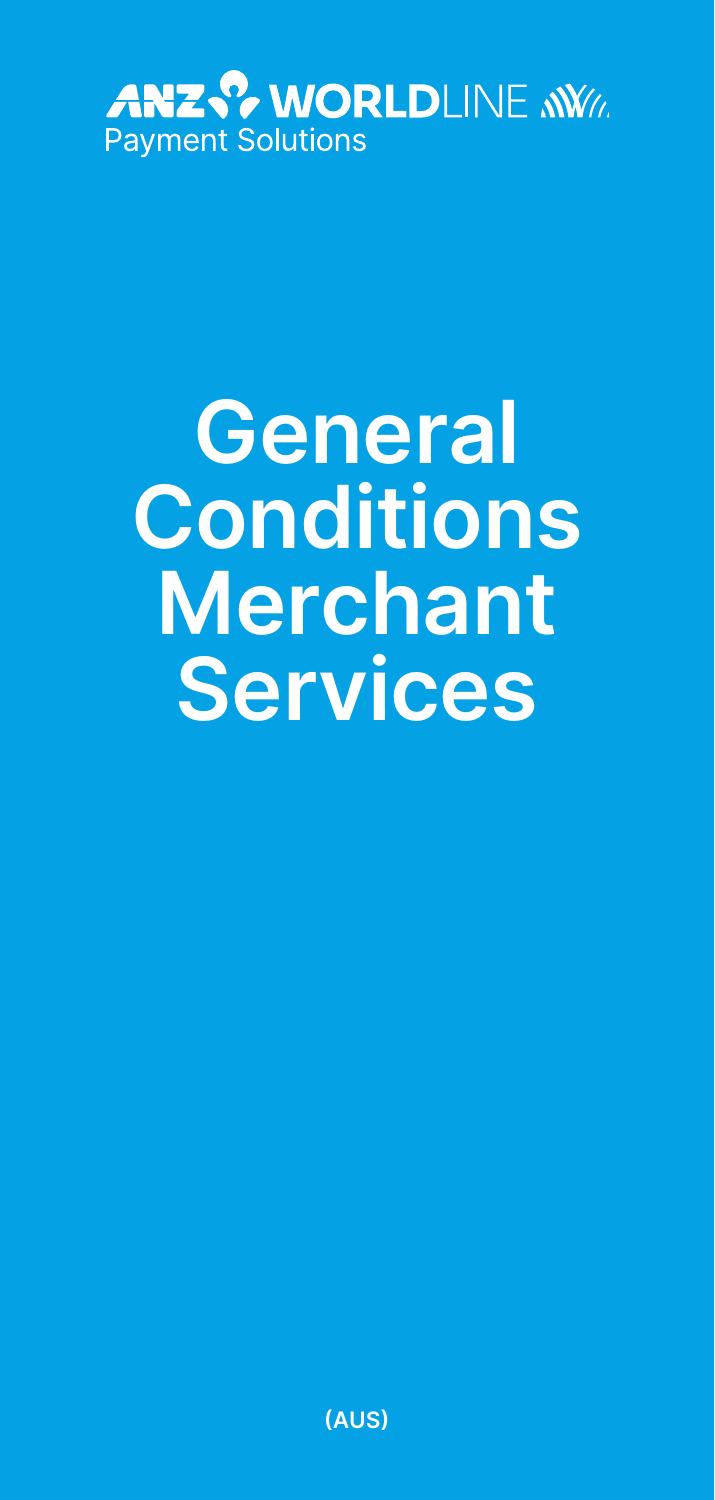ANZ WORLDLINE

Payment Solutions

# General Conditions Merchant Services

(AUS)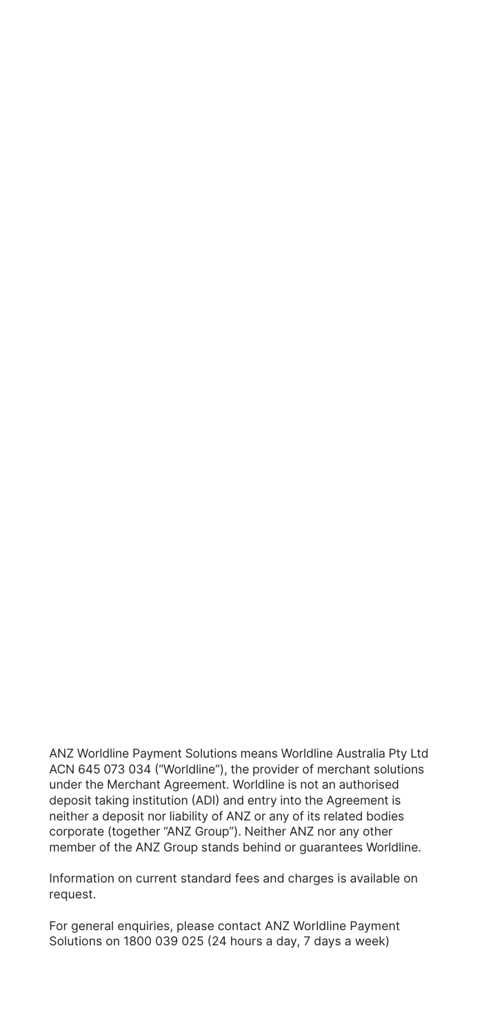ANZ Worldline Payment Solutions means Worldline Australia Pty Ltd ACN 645 073 034 ("Worldline"), the provider of merchant solutions under the Merchant Agreement. Worldline is not an authorised deposit taking institution (ADI) and entry into the Agreement is neither a deposit nor liability of ANZ or any of its related bodies corporate (together "ANZ Group"). Neither ANZ nor any other member of the ANZ Group stands behind or guarantees Worldline.

Information on current standard fees and charges is available on request.

For general enquiries, please contact ANZ Worldline Payment Solutions on 1800 039 025 (24 hours a day, 7 days a week)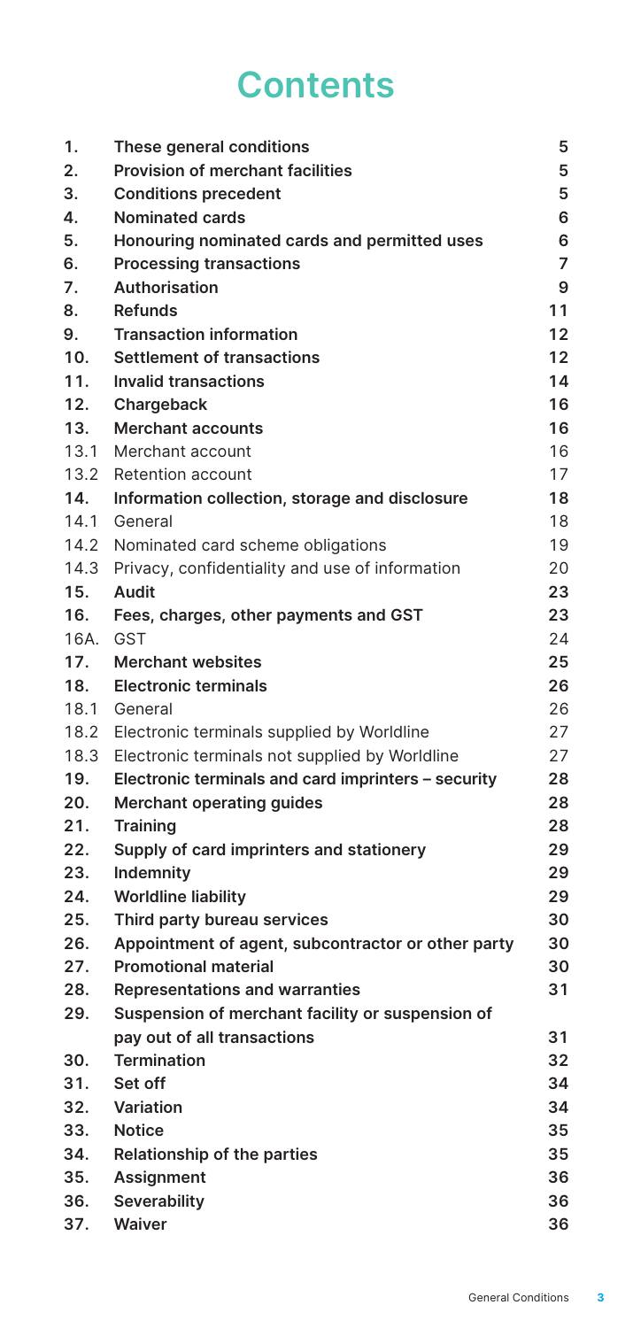# Contents

| | | |
|---|---|---|
| **1.** | **These general conditions** | **5** |
| **2.** | **Provision of merchant facilities** | **5** |
| **3.** | **Conditions precedent** | **5** |
| **4.** | **Nominated cards** | **6** |
| **5.** | **Honouring nominated cards and permitted uses** | **6** |
| **6.** | **Processing transactions** | **7** |
| **7.** | **Authorisation** | **9** |
| **8.** | **Refunds** | **11** |
| **9.** | **Transaction information** | **12** |
| **10.** | **Settlement of transactions** | **12** |
| **11.** | **Invalid transactions** | **14** |
| **12.** | **Chargeback** | **16** |
| **13.** | **Merchant accounts** | **16** |
| 13.1 | Merchant account | 16 |
| 13.2 | Retention account | 17 |
| **14.** | **Information collection, storage and disclosure** | **18** |
| 14.1 | General | 18 |
| 14.2 | Nominated card scheme obligations | 19 |
| 14.3 | Privacy, confidentiality and use of information | 20 |
| **15.** | **Audit** | **23** |
| **16.** | **Fees, charges, other payments and GST** | **23** |
| 16A. | GST | 24 |
| **17.** | **Merchant websites** | **25** |
| **18.** | **Electronic terminals** | **26** |
| 18.1 | General | 26 |
| 18.2 | Electronic terminals supplied by Worldline | 27 |
| 18.3 | Electronic terminals not supplied by Worldline | 27 |
| **19.** | **Electronic terminals and card imprinters – security** | **28** |
| **20.** | **Merchant operating guides** | **28** |
| **21.** | **Training** | **28** |
| **22.** | **Supply of card imprinters and stationery** | **29** |
| **23.** | **Indemnity** | **29** |
| **24.** | **Worldline liability** | **29** |
| **25.** | **Third party bureau services** | **30** |
| **26.** | **Appointment of agent, subcontractor or other party** | **30** |
| **27.** | **Promotional material** | **30** |
| **28.** | **Representations and warranties** | **31** |
| **29.** | **Suspension of merchant facility or suspension of pay out of all transactions** | **31** |
| **30.** | **Termination** | **32** |
| **31.** | **Set off** | **34** |
| **32.** | **Variation** | **34** |
| **33.** | **Notice** | **35** |
| **34.** | **Relationship of the parties** | **35** |
| **35.** | **Assignment** | **36** |
| **36.** | **Severability** | **36** |
| **37.** | **Waiver** | **36** |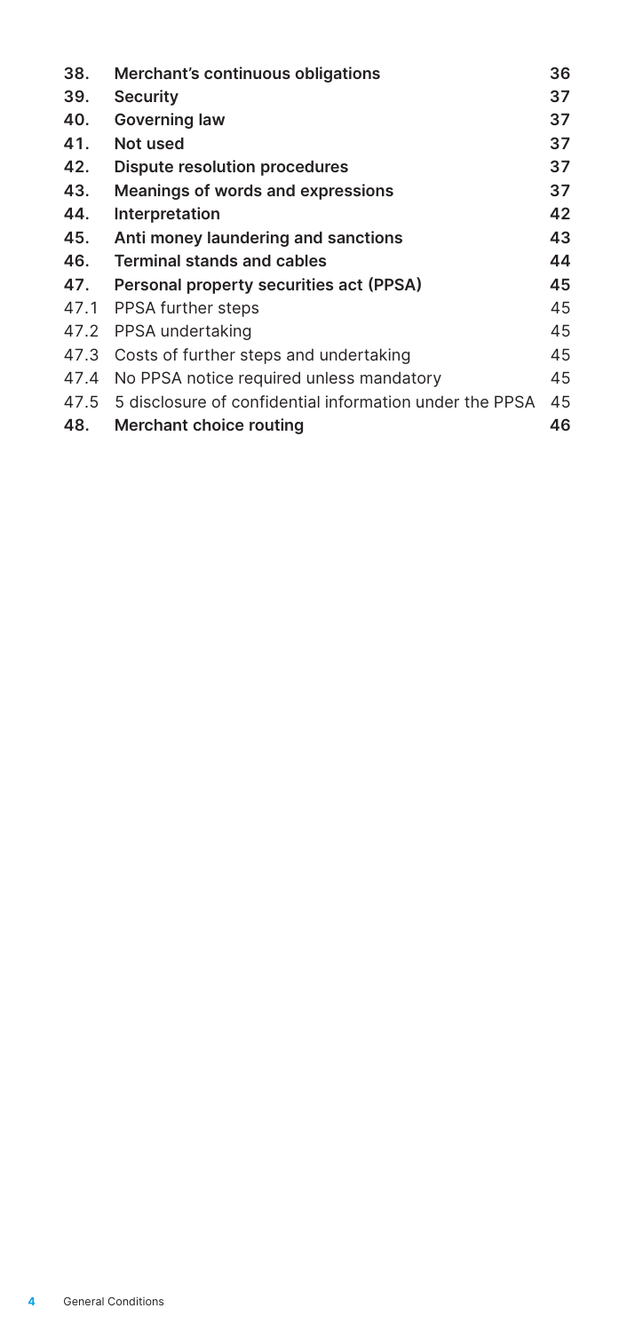| | | |
|---|---|---|
| **38.** | **Merchant's continuous obligations** | **36** |
| **39.** | **Security** | **37** |
| **40.** | **Governing law** | **37** |
| **41.** | **Not used** | **37** |
| **42.** | **Dispute resolution procedures** | **37** |
| **43.** | **Meanings of words and expressions** | **37** |
| **44.** | **Interpretation** | **42** |
| **45.** | **Anti money laundering and sanctions** | **43** |
| **46.** | **Terminal stands and cables** | **44** |
| **47.** | **Personal property securities act (PPSA)** | **45** |
| 47.1 | PPSA further steps | 45 |
| 47.2 | PPSA undertaking | 45 |
| 47.3 | Costs of further steps and undertaking | 45 |
| 47.4 | No PPSA notice required unless mandatory | 45 |
| 47.5 | 5 disclosure of confidential information under the PPSA | 45 |
| **48.** | **Merchant choice routing** | **46** |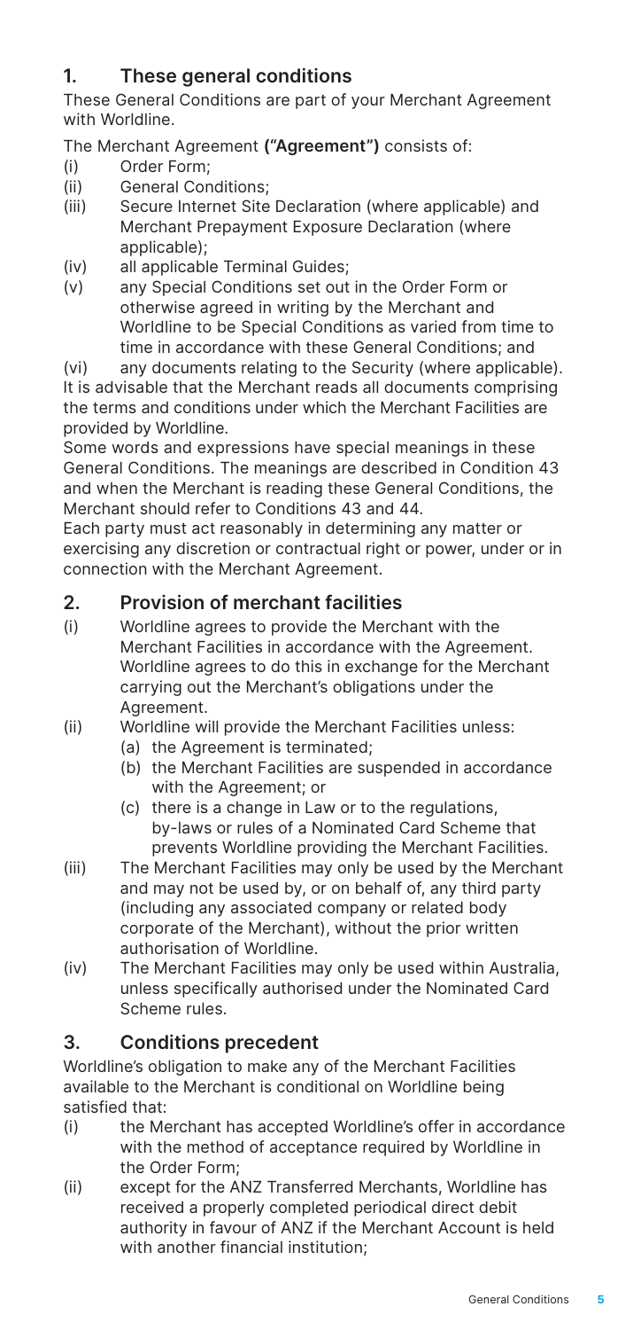## 1. These general conditions

These General Conditions are part of your Merchant Agreement with Worldline.

The Merchant Agreement **("Agreement")** consists of:

(i) Order Form;
(ii) General Conditions;
(iii) Secure Internet Site Declaration (where applicable) and Merchant Prepayment Exposure Declaration (where applicable);
(iv) all applicable Terminal Guides;
(v) any Special Conditions set out in the Order Form or otherwise agreed in writing by the Merchant and Worldline to be Special Conditions as varied from time to time in accordance with these General Conditions; and
(vi) any documents relating to the Security (where applicable).

It is advisable that the Merchant reads all documents comprising the terms and conditions under which the Merchant Facilities are provided by Worldline.

Some words and expressions have special meanings in these General Conditions. The meanings are described in Condition 43 and when the Merchant is reading these General Conditions, the Merchant should refer to Conditions 43 and 44.

Each party must act reasonably in determining any matter or exercising any discretion or contractual right or power, under or in connection with the Merchant Agreement.

## 2. Provision of merchant facilities

(i) Worldline agrees to provide the Merchant with the Merchant Facilities in accordance with the Agreement. Worldline agrees to do this in exchange for the Merchant carrying out the Merchant's obligations under the Agreement.
(ii) Worldline will provide the Merchant Facilities unless:
   (a) the Agreement is terminated;
   (b) the Merchant Facilities are suspended in accordance with the Agreement; or
   (c) there is a change in Law or to the regulations, by-laws or rules of a Nominated Card Scheme that prevents Worldline providing the Merchant Facilities.
(iii) The Merchant Facilities may only be used by the Merchant and may not be used by, or on behalf of, any third party (including any associated company or related body corporate of the Merchant), without the prior written authorisation of Worldline.
(iv) The Merchant Facilities may only be used within Australia, unless specifically authorised under the Nominated Card Scheme rules.

## 3. Conditions precedent

Worldline's obligation to make any of the Merchant Facilities available to the Merchant is conditional on Worldline being satisfied that:

(i) the Merchant has accepted Worldline's offer in accordance with the method of acceptance required by Worldline in the Order Form;
(ii) except for the ANZ Transferred Merchants, Worldline has received a properly completed periodical direct debit authority in favour of ANZ if the Merchant Account is held with another financial institution;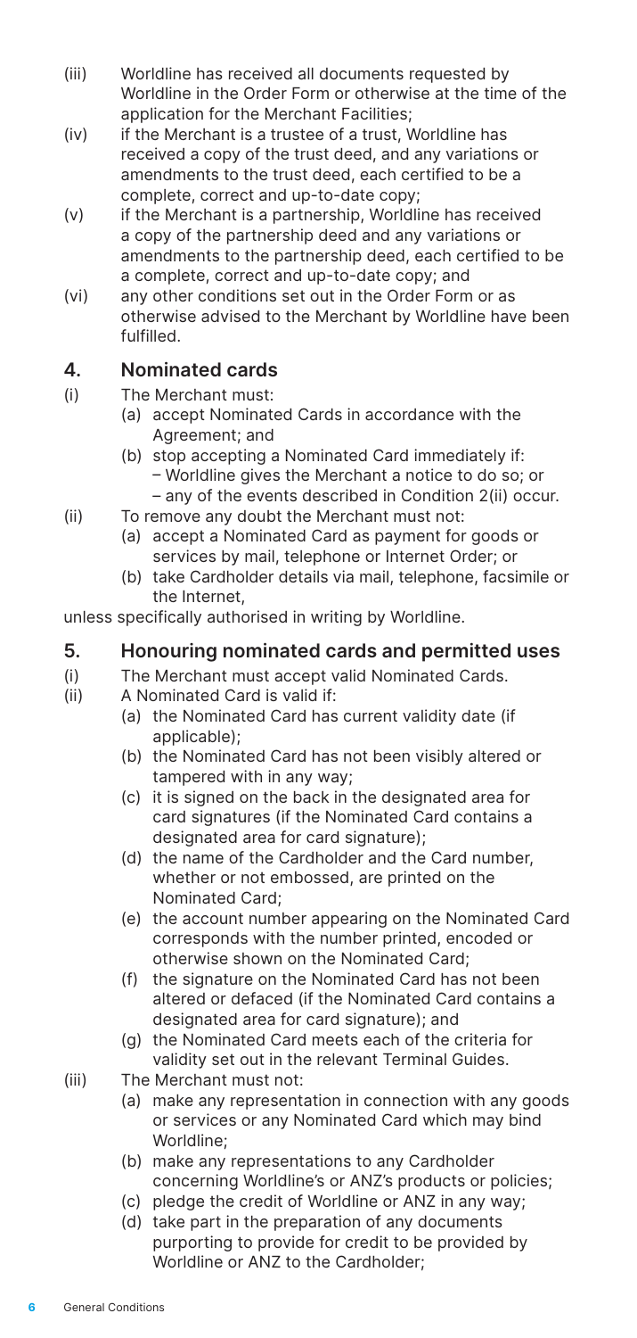(iii) Worldline has received all documents requested by Worldline in the Order Form or otherwise at the time of the application for the Merchant Facilities;

(iv) if the Merchant is a trustee of a trust, Worldline has received a copy of the trust deed, and any variations or amendments to the trust deed, each certified to be a complete, correct and up-to-date copy;

(v) if the Merchant is a partnership, Worldline has received a copy of the partnership deed and any variations or amendments to the partnership deed, each certified to be a complete, correct and up-to-date copy; and

(vi) any other conditions set out in the Order Form or as otherwise advised to the Merchant by Worldline have been fulfilled.

## 4. Nominated cards

(i) The Merchant must:

- (a) accept Nominated Cards in accordance with the Agreement; and
- (b) stop accepting a Nominated Card immediately if:
  - – Worldline gives the Merchant a notice to do so; or
  - – any of the events described in Condition 2(ii) occur.

(ii) To remove any doubt the Merchant must not:

- (a) accept a Nominated Card as payment for goods or services by mail, telephone or Internet Order; or
- (b) take Cardholder details via mail, telephone, facsimile or the Internet,

unless specifically authorised in writing by Worldline.

## 5. Honouring nominated cards and permitted uses

(i) The Merchant must accept valid Nominated Cards.

(ii) A Nominated Card is valid if:

- (a) the Nominated Card has current validity date (if applicable);
- (b) the Nominated Card has not been visibly altered or tampered with in any way;
- (c) it is signed on the back in the designated area for card signatures (if the Nominated Card contains a designated area for card signature);
- (d) the name of the Cardholder and the Card number, whether or not embossed, are printed on the Nominated Card;
- (e) the account number appearing on the Nominated Card corresponds with the number printed, encoded or otherwise shown on the Nominated Card;
- (f) the signature on the Nominated Card has not been altered or defaced (if the Nominated Card contains a designated area for card signature); and
- (g) the Nominated Card meets each of the criteria for validity set out in the relevant Terminal Guides.

(iii) The Merchant must not:

- (a) make any representation in connection with any goods or services or any Nominated Card which may bind Worldline;
- (b) make any representations to any Cardholder concerning Worldline's or ANZ's products or policies;
- (c) pledge the credit of Worldline or ANZ in any way;
- (d) take part in the preparation of any documents purporting to provide for credit to be provided by Worldline or ANZ to the Cardholder;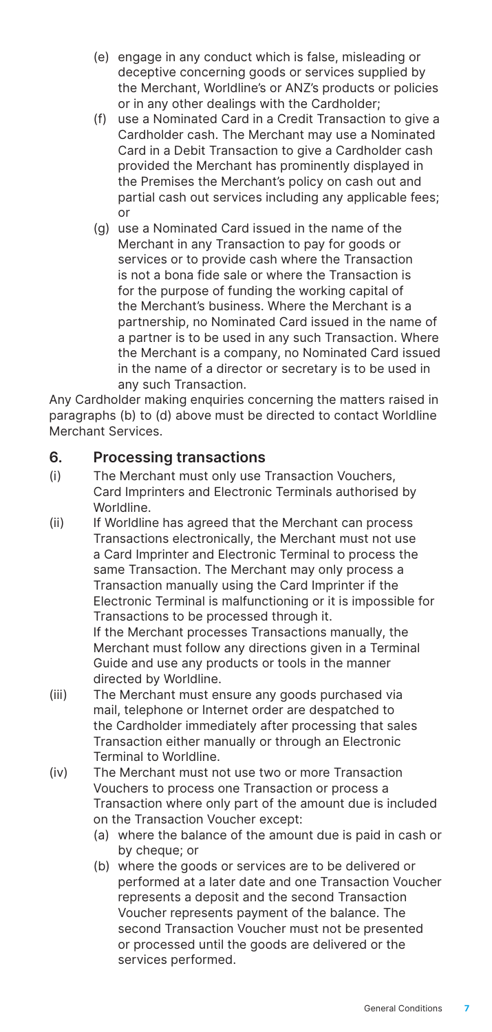(e) engage in any conduct which is false, misleading or deceptive concerning goods or services supplied by the Merchant, Worldline's or ANZ's products or policies or in any other dealings with the Cardholder;

(f) use a Nominated Card in a Credit Transaction to give a Cardholder cash. The Merchant may use a Nominated Card in a Debit Transaction to give a Cardholder cash provided the Merchant has prominently displayed in the Premises the Merchant's policy on cash out and partial cash out services including any applicable fees; or

(g) use a Nominated Card issued in the name of the Merchant in any Transaction to pay for goods or services or to provide cash where the Transaction is not a bona fide sale or where the Transaction is for the purpose of funding the working capital of the Merchant's business. Where the Merchant is a partnership, no Nominated Card issued in the name of a partner is to be used in any such Transaction. Where the Merchant is a company, no Nominated Card issued in the name of a director or secretary is to be used in any such Transaction.

Any Cardholder making enquiries concerning the matters raised in paragraphs (b) to (d) above must be directed to contact Worldline Merchant Services.

## 6. Processing transactions

(i) The Merchant must only use Transaction Vouchers, Card Imprinters and Electronic Terminals authorised by Worldline.

(ii) If Worldline has agreed that the Merchant can process Transactions electronically, the Merchant must not use a Card Imprinter and Electronic Terminal to process the same Transaction. The Merchant may only process a Transaction manually using the Card Imprinter if the Electronic Terminal is malfunctioning or it is impossible for Transactions to be processed through it.
If the Merchant processes Transactions manually, the Merchant must follow any directions given in a Terminal Guide and use any products or tools in the manner directed by Worldline.

(iii) The Merchant must ensure any goods purchased via mail, telephone or Internet order are despatched to the Cardholder immediately after processing that sales Transaction either manually or through an Electronic Terminal to Worldline.

(iv) The Merchant must not use two or more Transaction Vouchers to process one Transaction or process a Transaction where only part of the amount due is included on the Transaction Voucher except:

(a) where the balance of the amount due is paid in cash or by cheque; or

(b) where the goods or services are to be delivered or performed at a later date and one Transaction Voucher represents a deposit and the second Transaction Voucher represents payment of the balance. The second Transaction Voucher must not be presented or processed until the goods are delivered or the services performed.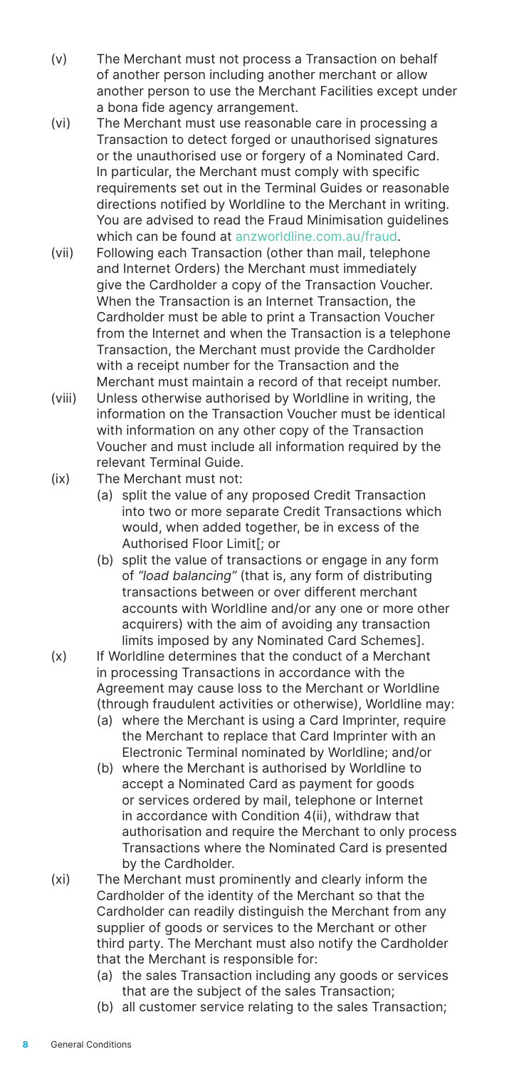(v) The Merchant must not process a Transaction on behalf of another person including another merchant or allow another person to use the Merchant Facilities except under a bona fide agency arrangement.

(vi) The Merchant must use reasonable care in processing a Transaction to detect forged or unauthorised signatures or the unauthorised use or forgery of a Nominated Card. In particular, the Merchant must comply with specific requirements set out in the Terminal Guides or reasonable directions notified by Worldline to the Merchant in writing. You are advised to read the Fraud Minimisation guidelines which can be found at anzworldline.com.au/fraud.

(vii) Following each Transaction (other than mail, telephone and Internet Orders) the Merchant must immediately give the Cardholder a copy of the Transaction Voucher. When the Transaction is an Internet Transaction, the Cardholder must be able to print a Transaction Voucher from the Internet and when the Transaction is a telephone Transaction, the Merchant must provide the Cardholder with a receipt number for the Transaction and the Merchant must maintain a record of that receipt number.

(viii) Unless otherwise authorised by Worldline in writing, the information on the Transaction Voucher must be identical with information on any other copy of the Transaction Voucher and must include all information required by the relevant Terminal Guide.

(ix) The Merchant must not:
   (a) split the value of any proposed Credit Transaction into two or more separate Credit Transactions which would, when added together, be in excess of the Authorised Floor Limit[; or
   (b) split the value of transactions or engage in any form of *"load balancing"* (that is, any form of distributing transactions between or over different merchant accounts with Worldline and/or any one or more other acquirers) with the aim of avoiding any transaction limits imposed by any Nominated Card Schemes].

(x) If Worldline determines that the conduct of a Merchant in processing Transactions in accordance with the Agreement may cause loss to the Merchant or Worldline (through fraudulent activities or otherwise), Worldline may:
   (a) where the Merchant is using a Card Imprinter, require the Merchant to replace that Card Imprinter with an Electronic Terminal nominated by Worldline; and/or
   (b) where the Merchant is authorised by Worldline to accept a Nominated Card as payment for goods or services ordered by mail, telephone or Internet in accordance with Condition 4(ii), withdraw that authorisation and require the Merchant to only process Transactions where the Nominated Card is presented by the Cardholder.

(xi) The Merchant must prominently and clearly inform the Cardholder of the identity of the Merchant so that the Cardholder can readily distinguish the Merchant from any supplier of goods or services to the Merchant or other third party. The Merchant must also notify the Cardholder that the Merchant is responsible for:
   (a) the sales Transaction including any goods or services that are the subject of the sales Transaction;
   (b) all customer service relating to the sales Transaction;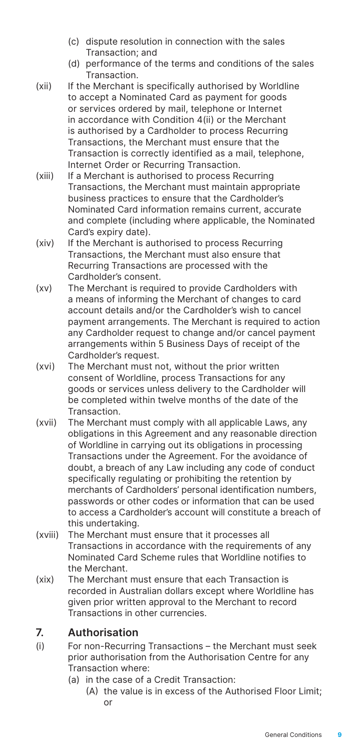(c) dispute resolution in connection with the sales Transaction; and
   (d) performance of the terms and conditions of the sales Transaction.

(xii) If the Merchant is specifically authorised by Worldline to accept a Nominated Card as payment for goods or services ordered by mail, telephone or Internet in accordance with Condition 4(ii) or the Merchant is authorised by a Cardholder to process Recurring Transactions, the Merchant must ensure that the Transaction is correctly identified as a mail, telephone, Internet Order or Recurring Transaction.

(xiii) If a Merchant is authorised to process Recurring Transactions, the Merchant must maintain appropriate business practices to ensure that the Cardholder's Nominated Card information remains current, accurate and complete (including where applicable, the Nominated Card's expiry date).

(xiv) If the Merchant is authorised to process Recurring Transactions, the Merchant must also ensure that Recurring Transactions are processed with the Cardholder's consent.

(xv) The Merchant is required to provide Cardholders with a means of informing the Merchant of changes to card account details and/or the Cardholder's wish to cancel payment arrangements. The Merchant is required to action any Cardholder request to change and/or cancel payment arrangements within 5 Business Days of receipt of the Cardholder's request.

(xvi) The Merchant must not, without the prior written consent of Worldline, process Transactions for any goods or services unless delivery to the Cardholder will be completed within twelve months of the date of the Transaction.

(xvii) The Merchant must comply with all applicable Laws, any obligations in this Agreement and any reasonable direction of Worldline in carrying out its obligations in processing Transactions under the Agreement. For the avoidance of doubt, a breach of any Law including any code of conduct specifically regulating or prohibiting the retention by merchants of Cardholders' personal identification numbers, passwords or other codes or information that can be used to access a Cardholder's account will constitute a breach of this undertaking.

(xviii) The Merchant must ensure that it processes all Transactions in accordance with the requirements of any Nominated Card Scheme rules that Worldline notifies to the Merchant.

(xix) The Merchant must ensure that each Transaction is recorded in Australian dollars except where Worldline has given prior written approval to the Merchant to record Transactions in other currencies.

## 7. Authorisation

(i) For non-Recurring Transactions – the Merchant must seek prior authorisation from the Authorisation Centre for any Transaction where:
   (a) in the case of a Credit Transaction:
      (A) the value is in excess of the Authorised Floor Limit; or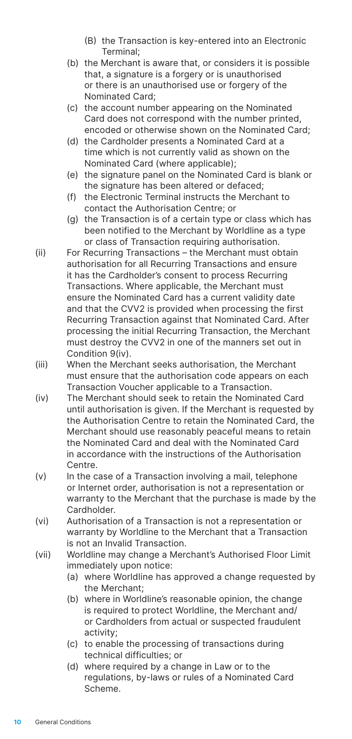(B) the Transaction is key-entered into an Electronic Terminal;

  (b) the Merchant is aware that, or considers it is possible that, a signature is a forgery or is unauthorised or there is an unauthorised use or forgery of the Nominated Card;

  (c) the account number appearing on the Nominated Card does not correspond with the number printed, encoded or otherwise shown on the Nominated Card;

  (d) the Cardholder presents a Nominated Card at a time which is not currently valid as shown on the Nominated Card (where applicable);

  (e) the signature panel on the Nominated Card is blank or the signature has been altered or defaced;

  (f) the Electronic Terminal instructs the Merchant to contact the Authorisation Centre; or

  (g) the Transaction is of a certain type or class which has been notified to the Merchant by Worldline as a type or class of Transaction requiring authorisation.

(ii) For Recurring Transactions – the Merchant must obtain authorisation for all Recurring Transactions and ensure it has the Cardholder's consent to process Recurring Transactions. Where applicable, the Merchant must ensure the Nominated Card has a current validity date and that the CVV2 is provided when processing the first Recurring Transaction against that Nominated Card. After processing the initial Recurring Transaction, the Merchant must destroy the CVV2 in one of the manners set out in Condition 9(iv).

(iii) When the Merchant seeks authorisation, the Merchant must ensure that the authorisation code appears on each Transaction Voucher applicable to a Transaction.

(iv) The Merchant should seek to retain the Nominated Card until authorisation is given. If the Merchant is requested by the Authorisation Centre to retain the Nominated Card, the Merchant should use reasonably peaceful means to retain the Nominated Card and deal with the Nominated Card in accordance with the instructions of the Authorisation Centre.

(v) In the case of a Transaction involving a mail, telephone or Internet order, authorisation is not a representation or warranty to the Merchant that the purchase is made by the Cardholder.

(vi) Authorisation of a Transaction is not a representation or warranty by Worldline to the Merchant that a Transaction is not an Invalid Transaction.

(vii) Worldline may change a Merchant's Authorised Floor Limit immediately upon notice:

  (a) where Worldline has approved a change requested by the Merchant;

  (b) where in Worldline's reasonable opinion, the change is required to protect Worldline, the Merchant and/ or Cardholders from actual or suspected fraudulent activity;

  (c) to enable the processing of transactions during technical difficulties; or

  (d) where required by a change in Law or to the regulations, by-laws or rules of a Nominated Card Scheme.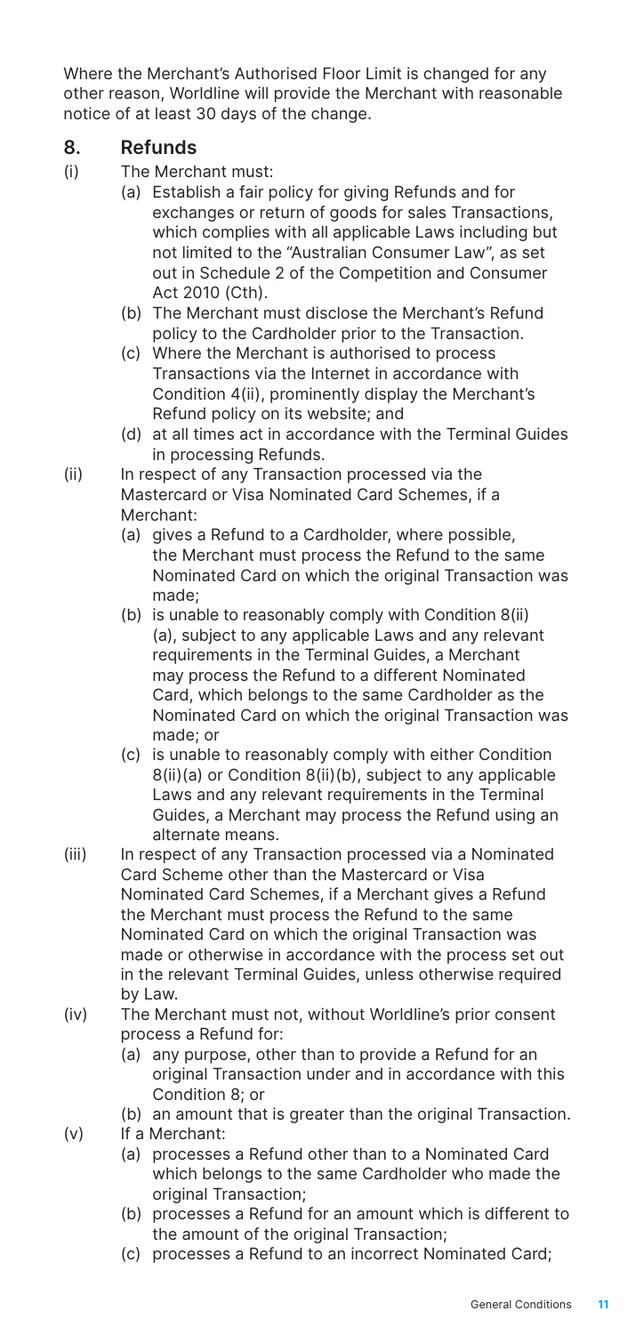Where the Merchant's Authorised Floor Limit is changed for any other reason, Worldline will provide the Merchant with reasonable notice of at least 30 days of the change.

## 8. Refunds

(i) The Merchant must:

- (a) Establish a fair policy for giving Refunds and for exchanges or return of goods for sales Transactions, which complies with all applicable Laws including but not limited to the "Australian Consumer Law", as set out in Schedule 2 of the Competition and Consumer Act 2010 (Cth).
- (b) The Merchant must disclose the Merchant's Refund policy to the Cardholder prior to the Transaction.
- (c) Where the Merchant is authorised to process Transactions via the Internet in accordance with Condition 4(ii), prominently display the Merchant's Refund policy on its website; and
- (d) at all times act in accordance with the Terminal Guides in processing Refunds.

(ii) In respect of any Transaction processed via the Mastercard or Visa Nominated Card Schemes, if a Merchant:

- (a) gives a Refund to a Cardholder, where possible, the Merchant must process the Refund to the same Nominated Card on which the original Transaction was made;
- (b) is unable to reasonably comply with Condition 8(ii)(a), subject to any applicable Laws and any relevant requirements in the Terminal Guides, a Merchant may process the Refund to a different Nominated Card, which belongs to the same Cardholder as the Nominated Card on which the original Transaction was made; or
- (c) is unable to reasonably comply with either Condition 8(ii)(a) or Condition 8(ii)(b), subject to any applicable Laws and any relevant requirements in the Terminal Guides, a Merchant may process the Refund using an alternate means.

(iii) In respect of any Transaction processed via a Nominated Card Scheme other than the Mastercard or Visa Nominated Card Schemes, if a Merchant gives a Refund the Merchant must process the Refund to the same Nominated Card on which the original Transaction was made or otherwise in accordance with the process set out in the relevant Terminal Guides, unless otherwise required by Law.

(iv) The Merchant must not, without Worldline's prior consent process a Refund for:

- (a) any purpose, other than to provide a Refund for an original Transaction under and in accordance with this Condition 8; or
- (b) an amount that is greater than the original Transaction.

(v) If a Merchant:

- (a) processes a Refund other than to a Nominated Card which belongs to the same Cardholder who made the original Transaction;
- (b) processes a Refund for an amount which is different to the amount of the original Transaction;
- (c) processes a Refund to an incorrect Nominated Card;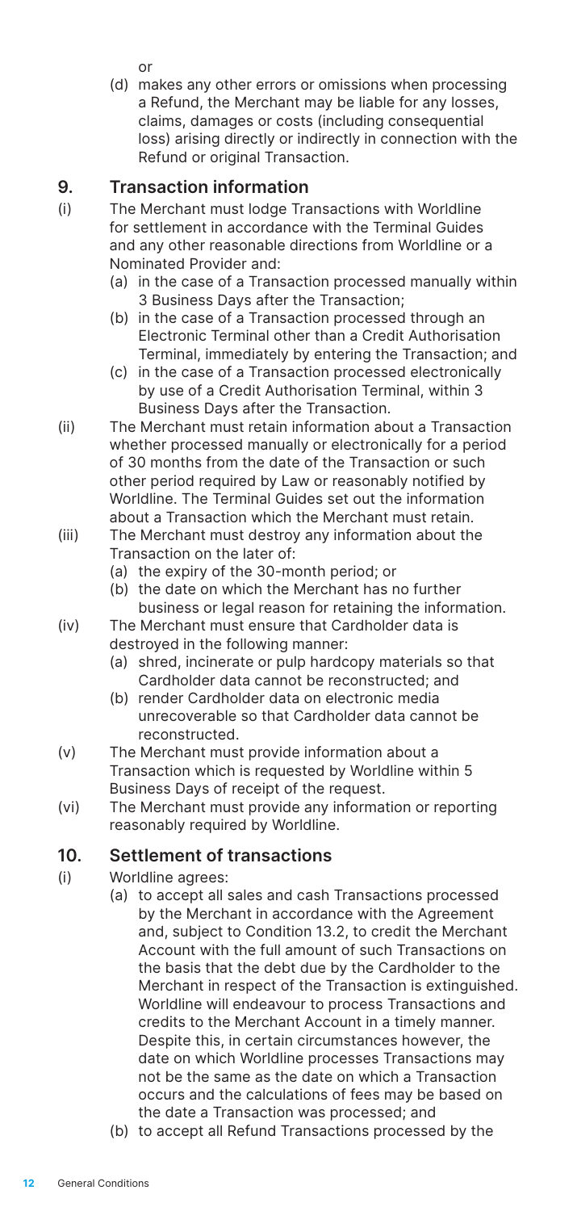or

(d) makes any other errors or omissions when processing a Refund, the Merchant may be liable for any losses, claims, damages or costs (including consequential loss) arising directly or indirectly in connection with the Refund or original Transaction.

## 9. Transaction information

(i) The Merchant must lodge Transactions with Worldline for settlement in accordance with the Terminal Guides and any other reasonable directions from Worldline or a Nominated Provider and:

- (a) in the case of a Transaction processed manually within 3 Business Days after the Transaction;
- (b) in the case of a Transaction processed through an Electronic Terminal other than a Credit Authorisation Terminal, immediately by entering the Transaction; and
- (c) in the case of a Transaction processed electronically by use of a Credit Authorisation Terminal, within 3 Business Days after the Transaction.

(ii) The Merchant must retain information about a Transaction whether processed manually or electronically for a period of 30 months from the date of the Transaction or such other period required by Law or reasonably notified by Worldline. The Terminal Guides set out the information about a Transaction which the Merchant must retain.

(iii) The Merchant must destroy any information about the Transaction on the later of:

- (a) the expiry of the 30-month period; or
- (b) the date on which the Merchant has no further business or legal reason for retaining the information.

(iv) The Merchant must ensure that Cardholder data is destroyed in the following manner:

- (a) shred, incinerate or pulp hardcopy materials so that Cardholder data cannot be reconstructed; and
- (b) render Cardholder data on electronic media unrecoverable so that Cardholder data cannot be reconstructed.

(v) The Merchant must provide information about a Transaction which is requested by Worldline within 5 Business Days of receipt of the request.

(vi) The Merchant must provide any information or reporting reasonably required by Worldline.

## 10. Settlement of transactions

(i) Worldline agrees:

- (a) to accept all sales and cash Transactions processed by the Merchant in accordance with the Agreement and, subject to Condition 13.2, to credit the Merchant Account with the full amount of such Transactions on the basis that the debt due by the Cardholder to the Merchant in respect of the Transaction is extinguished. Worldline will endeavour to process Transactions and credits to the Merchant Account in a timely manner. Despite this, in certain circumstances however, the date on which Worldline processes Transactions may not be the same as the date on which a Transaction occurs and the calculations of fees may be based on the date a Transaction was processed; and
- (b) to accept all Refund Transactions processed by the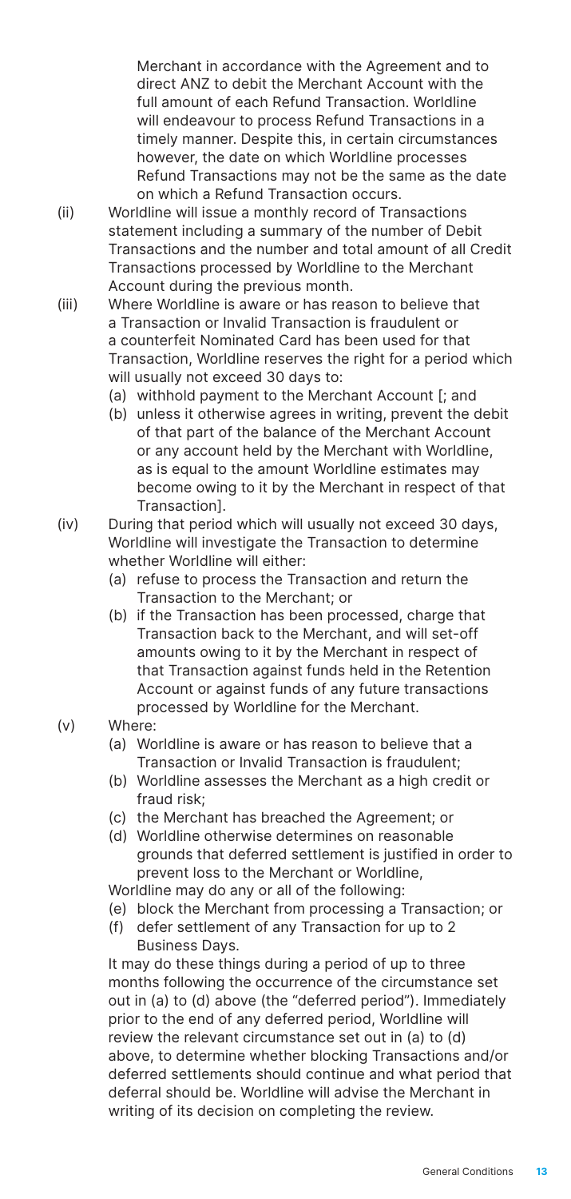Merchant in accordance with the Agreement and to direct ANZ to debit the Merchant Account with the full amount of each Refund Transaction. Worldline will endeavour to process Refund Transactions in a timely manner. Despite this, in certain circumstances however, the date on which Worldline processes Refund Transactions may not be the same as the date on which a Refund Transaction occurs.

(ii) Worldline will issue a monthly record of Transactions statement including a summary of the number of Debit Transactions and the number and total amount of all Credit Transactions processed by Worldline to the Merchant Account during the previous month.

(iii) Where Worldline is aware or has reason to believe that a Transaction or Invalid Transaction is fraudulent or a counterfeit Nominated Card has been used for that Transaction, Worldline reserves the right for a period which will usually not exceed 30 days to:

- (a) withhold payment to the Merchant Account [; and
- (b) unless it otherwise agrees in writing, prevent the debit of that part of the balance of the Merchant Account or any account held by the Merchant with Worldline, as is equal to the amount Worldline estimates may become owing to it by the Merchant in respect of that Transaction].

(iv) During that period which will usually not exceed 30 days, Worldline will investigate the Transaction to determine whether Worldline will either:

- (a) refuse to process the Transaction and return the Transaction to the Merchant; or
- (b) if the Transaction has been processed, charge that Transaction back to the Merchant, and will set-off amounts owing to it by the Merchant in respect of that Transaction against funds held in the Retention Account or against funds of any future transactions processed by Worldline for the Merchant.

(v) Where:

- (a) Worldline is aware or has reason to believe that a Transaction or Invalid Transaction is fraudulent;
- (b) Worldline assesses the Merchant as a high credit or fraud risk;
- (c) the Merchant has breached the Agreement; or
- (d) Worldline otherwise determines on reasonable grounds that deferred settlement is justified in order to prevent loss to the Merchant or Worldline,

Worldline may do any or all of the following:

- (e) block the Merchant from processing a Transaction; or
- (f) defer settlement of any Transaction for up to 2 Business Days.

It may do these things during a period of up to three months following the occurrence of the circumstance set out in (a) to (d) above (the "deferred period"). Immediately prior to the end of any deferred period, Worldline will review the relevant circumstance set out in (a) to (d) above, to determine whether blocking Transactions and/or deferred settlements should continue and what period that deferral should be. Worldline will advise the Merchant in writing of its decision on completing the review.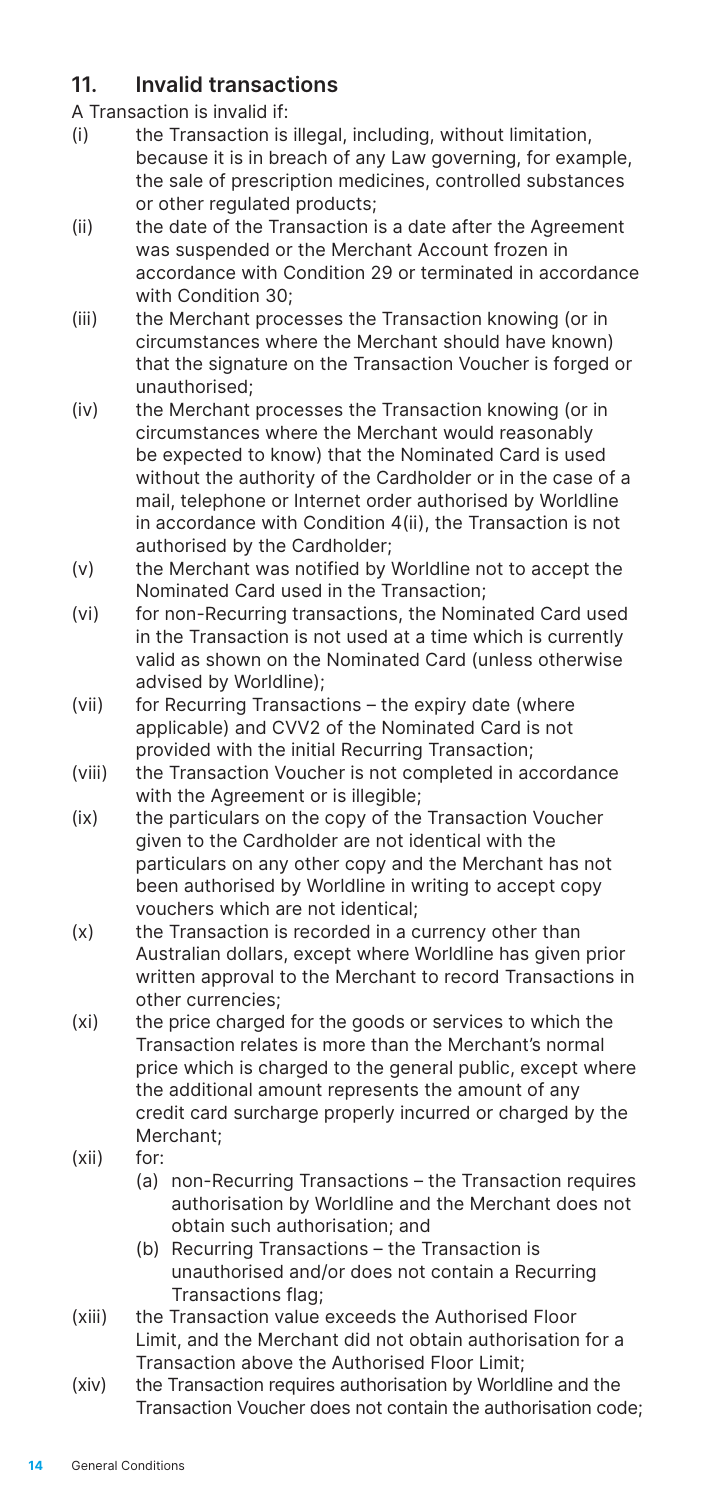## 11. Invalid transactions

A Transaction is invalid if:

(i) the Transaction is illegal, including, without limitation, because it is in breach of any Law governing, for example, the sale of prescription medicines, controlled substances or other regulated products;

(ii) the date of the Transaction is a date after the Agreement was suspended or the Merchant Account frozen in accordance with Condition 29 or terminated in accordance with Condition 30;

(iii) the Merchant processes the Transaction knowing (or in circumstances where the Merchant should have known) that the signature on the Transaction Voucher is forged or unauthorised;

(iv) the Merchant processes the Transaction knowing (or in circumstances where the Merchant would reasonably be expected to know) that the Nominated Card is used without the authority of the Cardholder or in the case of a mail, telephone or Internet order authorised by Worldline in accordance with Condition 4(ii), the Transaction is not authorised by the Cardholder;

(v) the Merchant was notified by Worldline not to accept the Nominated Card used in the Transaction;

(vi) for non-Recurring transactions, the Nominated Card used in the Transaction is not used at a time which is currently valid as shown on the Nominated Card (unless otherwise advised by Worldline);

(vii) for Recurring Transactions – the expiry date (where applicable) and CVV2 of the Nominated Card is not provided with the initial Recurring Transaction;

(viii) the Transaction Voucher is not completed in accordance with the Agreement or is illegible;

(ix) the particulars on the copy of the Transaction Voucher given to the Cardholder are not identical with the particulars on any other copy and the Merchant has not been authorised by Worldline in writing to accept copy vouchers which are not identical;

(x) the Transaction is recorded in a currency other than Australian dollars, except where Worldline has given prior written approval to the Merchant to record Transactions in other currencies;

(xi) the price charged for the goods or services to which the Transaction relates is more than the Merchant's normal price which is charged to the general public, except where the additional amount represents the amount of any credit card surcharge properly incurred or charged by the Merchant;

(xii) for:

   (a) non-Recurring Transactions – the Transaction requires authorisation by Worldline and the Merchant does not obtain such authorisation; and

   (b) Recurring Transactions – the Transaction is unauthorised and/or does not contain a Recurring Transactions flag;

(xiii) the Transaction value exceeds the Authorised Floor Limit, and the Merchant did not obtain authorisation for a Transaction above the Authorised Floor Limit;

(xiv) the Transaction requires authorisation by Worldline and the Transaction Voucher does not contain the authorisation code;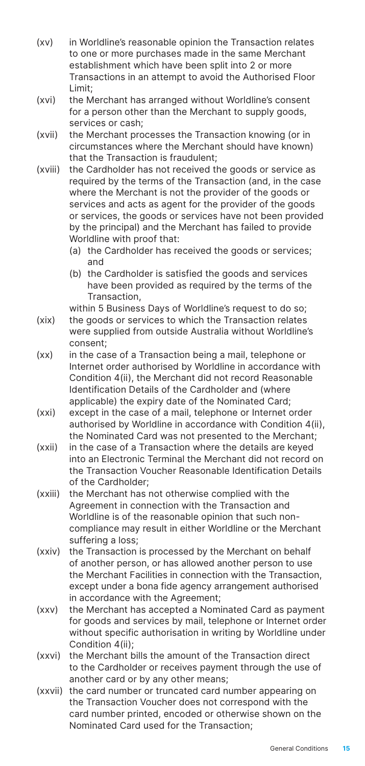(xv) in Worldline's reasonable opinion the Transaction relates to one or more purchases made in the same Merchant establishment which have been split into 2 or more Transactions in an attempt to avoid the Authorised Floor Limit;

(xvi) the Merchant has arranged without Worldline's consent for a person other than the Merchant to supply goods, services or cash;

(xvii) the Merchant processes the Transaction knowing (or in circumstances where the Merchant should have known) that the Transaction is fraudulent;

(xviii) the Cardholder has not received the goods or service as required by the terms of the Transaction (and, in the case where the Merchant is not the provider of the goods or services and acts as agent for the provider of the goods or services, the goods or services have not been provided by the principal) and the Merchant has failed to provide Worldline with proof that:

(a) the Cardholder has received the goods or services; and

(b) the Cardholder is satisfied the goods and services have been provided as required by the terms of the Transaction,

within 5 Business Days of Worldline's request to do so;

(xix) the goods or services to which the Transaction relates were supplied from outside Australia without Worldline's consent;

(xx) in the case of a Transaction being a mail, telephone or Internet order authorised by Worldline in accordance with Condition 4(ii), the Merchant did not record Reasonable Identification Details of the Cardholder and (where applicable) the expiry date of the Nominated Card;

(xxi) except in the case of a mail, telephone or Internet order authorised by Worldline in accordance with Condition 4(ii), the Nominated Card was not presented to the Merchant;

(xxii) in the case of a Transaction where the details are keyed into an Electronic Terminal the Merchant did not record on the Transaction Voucher Reasonable Identification Details of the Cardholder;

(xxiii) the Merchant has not otherwise complied with the Agreement in connection with the Transaction and Worldline is of the reasonable opinion that such non-compliance may result in either Worldline or the Merchant suffering a loss;

(xxiv) the Transaction is processed by the Merchant on behalf of another person, or has allowed another person to use the Merchant Facilities in connection with the Transaction, except under a bona fide agency arrangement authorised in accordance with the Agreement;

(xxv) the Merchant has accepted a Nominated Card as payment for goods and services by mail, telephone or Internet order without specific authorisation in writing by Worldline under Condition 4(ii);

(xxvi) the Merchant bills the amount of the Transaction direct to the Cardholder or receives payment through the use of another card or by any other means;

(xxvii) the card number or truncated card number appearing on the Transaction Voucher does not correspond with the card number printed, encoded or otherwise shown on the Nominated Card used for the Transaction;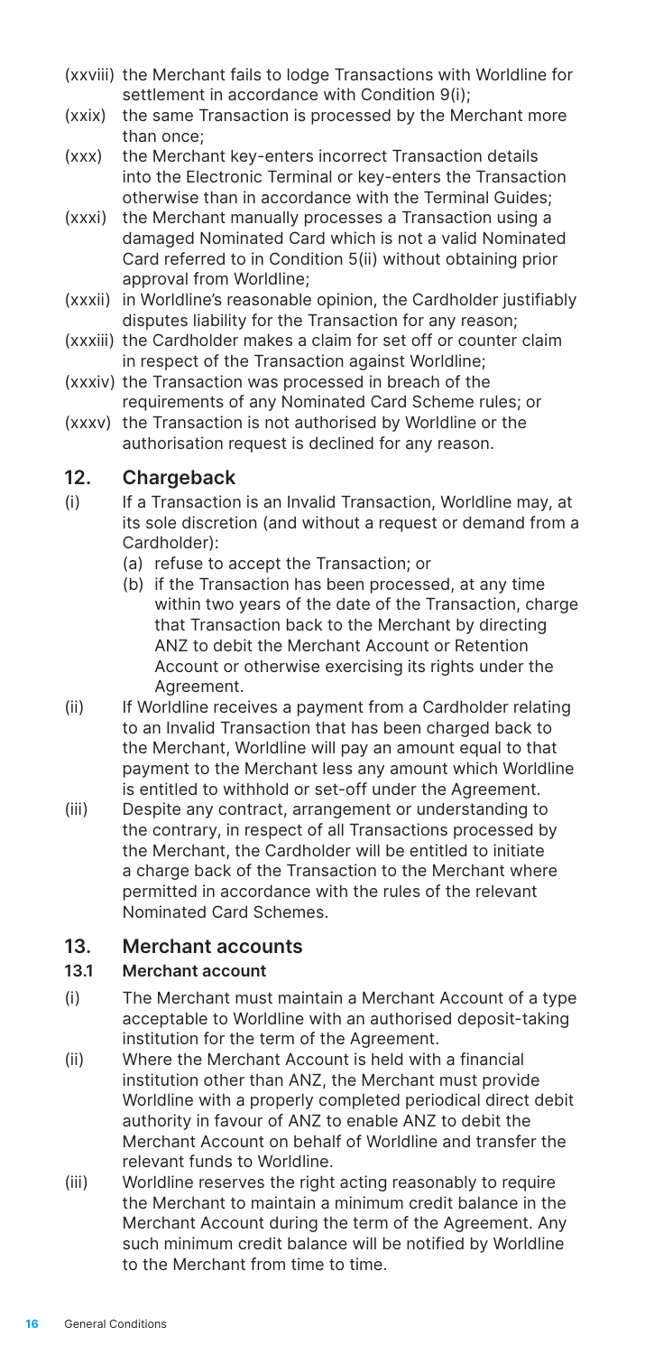(xxviii) the Merchant fails to lodge Transactions with Worldline for settlement in accordance with Condition 9(i);

(xxix) the same Transaction is processed by the Merchant more than once;

(xxx) the Merchant key-enters incorrect Transaction details into the Electronic Terminal or key-enters the Transaction otherwise than in accordance with the Terminal Guides;

(xxxi) the Merchant manually processes a Transaction using a damaged Nominated Card which is not a valid Nominated Card referred to in Condition 5(ii) without obtaining prior approval from Worldline;

(xxxii) in Worldline's reasonable opinion, the Cardholder justifiably disputes liability for the Transaction for any reason;

(xxxiii) the Cardholder makes a claim for set off or counter claim in respect of the Transaction against Worldline;

(xxxiv) the Transaction was processed in breach of the requirements of any Nominated Card Scheme rules; or

(xxxv) the Transaction is not authorised by Worldline or the authorisation request is declined for any reason.

## 12. Chargeback

(i) If a Transaction is an Invalid Transaction, Worldline may, at its sole discretion (and without a request or demand from a Cardholder):

(a) refuse to accept the Transaction; or

(b) if the Transaction has been processed, at any time within two years of the date of the Transaction, charge that Transaction back to the Merchant by directing ANZ to debit the Merchant Account or Retention Account or otherwise exercising its rights under the Agreement.

(ii) If Worldline receives a payment from a Cardholder relating to an Invalid Transaction that has been charged back to the Merchant, Worldline will pay an amount equal to that payment to the Merchant less any amount which Worldline is entitled to withhold or set-off under the Agreement.

(iii) Despite any contract, arrangement or understanding to the contrary, in respect of all Transactions processed by the Merchant, the Cardholder will be entitled to initiate a charge back of the Transaction to the Merchant where permitted in accordance with the rules of the relevant Nominated Card Schemes.

## 13. Merchant accounts

### 13.1 Merchant account

(i) The Merchant must maintain a Merchant Account of a type acceptable to Worldline with an authorised deposit-taking institution for the term of the Agreement.

(ii) Where the Merchant Account is held with a financial institution other than ANZ, the Merchant must provide Worldline with a properly completed periodical direct debit authority in favour of ANZ to enable ANZ to debit the Merchant Account on behalf of Worldline and transfer the relevant funds to Worldline.

(iii) Worldline reserves the right acting reasonably to require the Merchant to maintain a minimum credit balance in the Merchant Account during the term of the Agreement. Any such minimum credit balance will be notified by Worldline to the Merchant from time to time.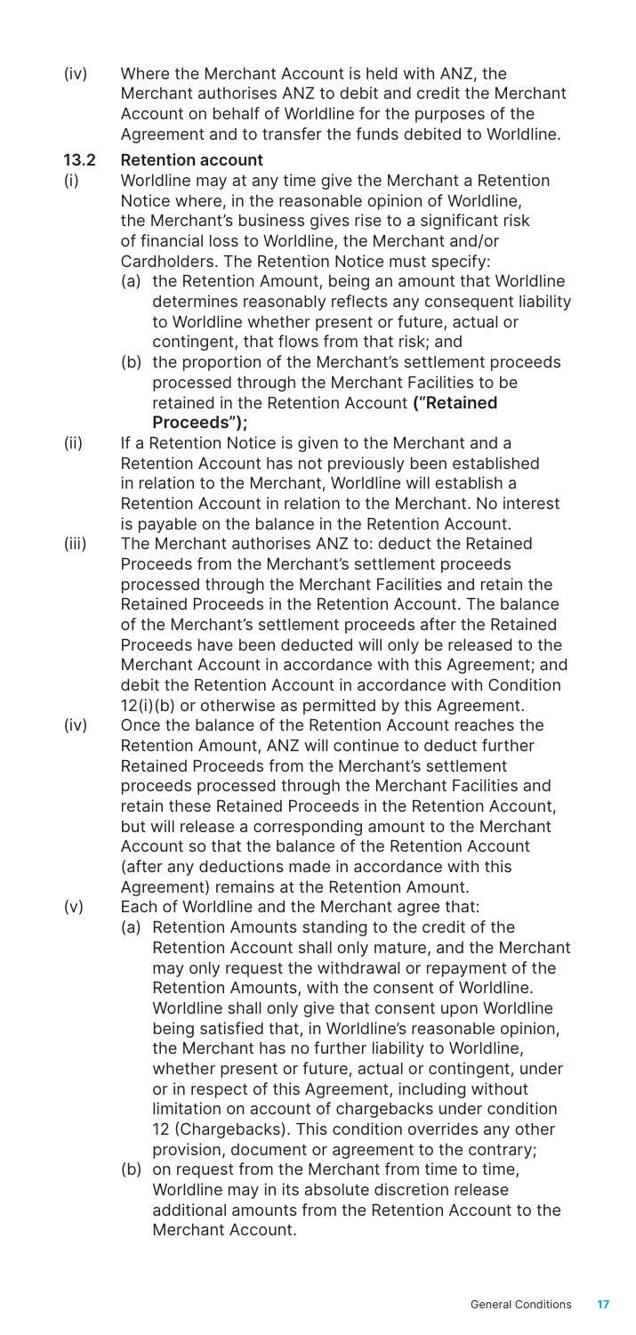(iv) Where the Merchant Account is held with ANZ, the Merchant authorises ANZ to debit and credit the Merchant Account on behalf of Worldline for the purposes of the Agreement and to transfer the funds debited to Worldline.

**13.2 Retention account**

(i) Worldline may at any time give the Merchant a Retention Notice where, in the reasonable opinion of Worldline, the Merchant's business gives rise to a significant risk of financial loss to Worldline, the Merchant and/or Cardholders. The Retention Notice must specify:

- (a) the Retention Amount, being an amount that Worldline determines reasonably reflects any consequent liability to Worldline whether present or future, actual or contingent, that flows from that risk; and
- (b) the proportion of the Merchant's settlement proceeds processed through the Merchant Facilities to be retained in the Retention Account **("Retained Proceeds");**

(ii) If a Retention Notice is given to the Merchant and a Retention Account has not previously been established in relation to the Merchant, Worldline will establish a Retention Account in relation to the Merchant. No interest is payable on the balance in the Retention Account.

(iii) The Merchant authorises ANZ to: deduct the Retained Proceeds from the Merchant's settlement proceeds processed through the Merchant Facilities and retain the Retained Proceeds in the Retention Account. The balance of the Merchant's settlement proceeds after the Retained Proceeds have been deducted will only be released to the Merchant Account in accordance with this Agreement; and debit the Retention Account in accordance with Condition 12(i)(b) or otherwise as permitted by this Agreement.

(iv) Once the balance of the Retention Account reaches the Retention Amount, ANZ will continue to deduct further Retained Proceeds from the Merchant's settlement proceeds processed through the Merchant Facilities and retain these Retained Proceeds in the Retention Account, but will release a corresponding amount to the Merchant Account so that the balance of the Retention Account (after any deductions made in accordance with this Agreement) remains at the Retention Amount.

(v) Each of Worldline and the Merchant agree that:

- (a) Retention Amounts standing to the credit of the Retention Account shall only mature, and the Merchant may only request the withdrawal or repayment of the Retention Amounts, with the consent of Worldline. Worldline shall only give that consent upon Worldline being satisfied that, in Worldline's reasonable opinion, the Merchant has no further liability to Worldline, whether present or future, actual or contingent, under or in respect of this Agreement, including without limitation on account of chargebacks under condition 12 (Chargebacks). This condition overrides any other provision, document or agreement to the contrary;
- (b) on request from the Merchant from time to time, Worldline may in its absolute discretion release additional amounts from the Retention Account to the Merchant Account.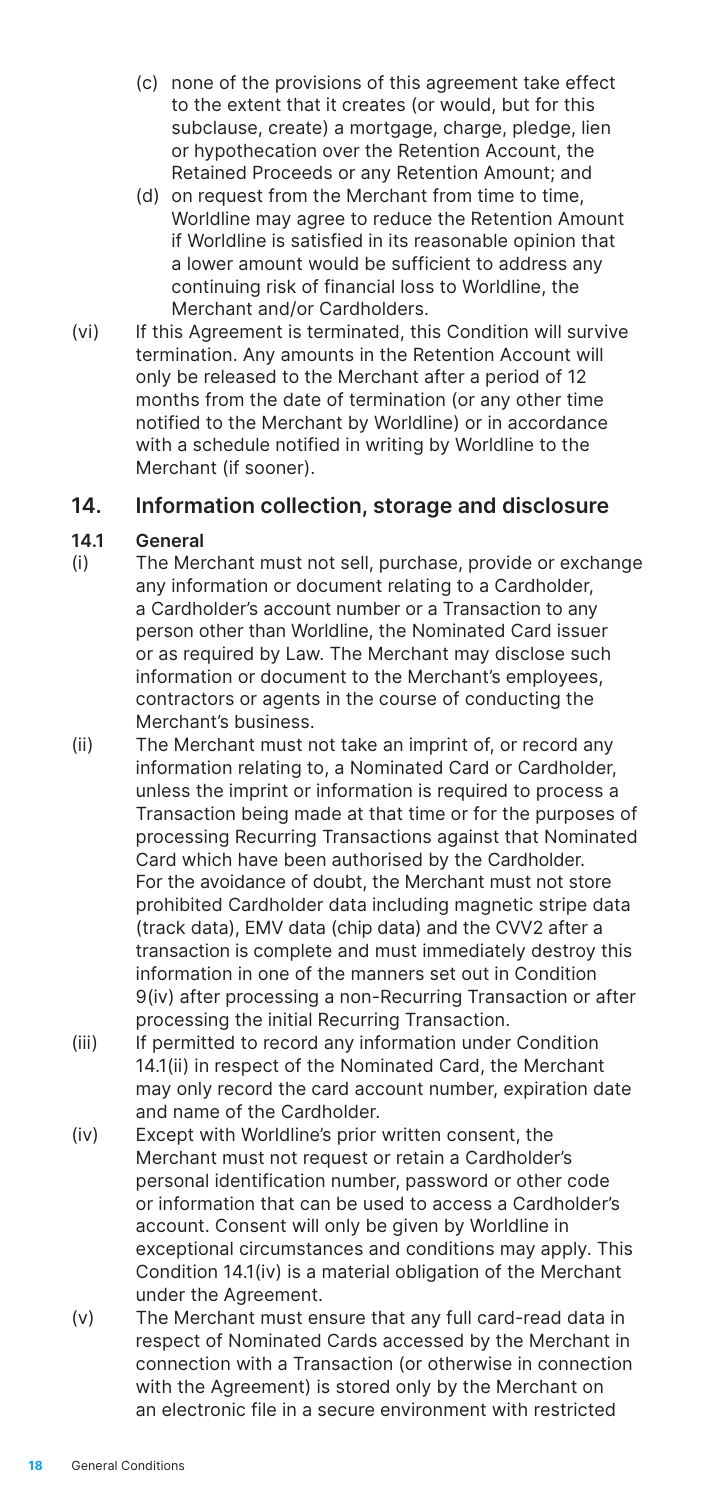(c) none of the provisions of this agreement take effect to the extent that it creates (or would, but for this subclause, create) a mortgage, charge, pledge, lien or hypothecation over the Retention Account, the Retained Proceeds or any Retention Amount; and

(d) on request from the Merchant from time to time, Worldline may agree to reduce the Retention Amount if Worldline is satisfied in its reasonable opinion that a lower amount would be sufficient to address any continuing risk of financial loss to Worldline, the Merchant and/or Cardholders.

(vi) If this Agreement is terminated, this Condition will survive termination. Any amounts in the Retention Account will only be released to the Merchant after a period of 12 months from the date of termination (or any other time notified to the Merchant by Worldline) or in accordance with a schedule notified in writing by Worldline to the Merchant (if sooner).

## 14. Information collection, storage and disclosure

### 14.1 General

(i) The Merchant must not sell, purchase, provide or exchange any information or document relating to a Cardholder, a Cardholder's account number or a Transaction to any person other than Worldline, the Nominated Card issuer or as required by Law. The Merchant may disclose such information or document to the Merchant's employees, contractors or agents in the course of conducting the Merchant's business.

(ii) The Merchant must not take an imprint of, or record any information relating to, a Nominated Card or Cardholder, unless the imprint or information is required to process a Transaction being made at that time or for the purposes of processing Recurring Transactions against that Nominated Card which have been authorised by the Cardholder. For the avoidance of doubt, the Merchant must not store prohibited Cardholder data including magnetic stripe data (track data), EMV data (chip data) and the CVV2 after a transaction is complete and must immediately destroy this information in one of the manners set out in Condition 9(iv) after processing a non-Recurring Transaction or after processing the initial Recurring Transaction.

(iii) If permitted to record any information under Condition 14.1(ii) in respect of the Nominated Card, the Merchant may only record the card account number, expiration date and name of the Cardholder.

(iv) Except with Worldline's prior written consent, the Merchant must not request or retain a Cardholder's personal identification number, password or other code or information that can be used to access a Cardholder's account. Consent will only be given by Worldline in exceptional circumstances and conditions may apply. This Condition 14.1(iv) is a material obligation of the Merchant under the Agreement.

(v) The Merchant must ensure that any full card-read data in respect of Nominated Cards accessed by the Merchant in connection with a Transaction (or otherwise in connection with the Agreement) is stored only by the Merchant on an electronic file in a secure environment with restricted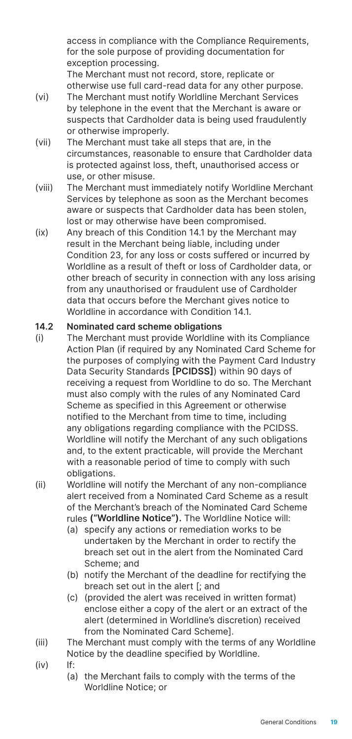access in compliance with the Compliance Requirements, for the sole purpose of providing documentation for exception processing.

The Merchant must not record, store, replicate or otherwise use full card-read data for any other purpose.

(vi) The Merchant must notify Worldline Merchant Services by telephone in the event that the Merchant is aware or suspects that Cardholder data is being used fraudulently or otherwise improperly.

(vii) The Merchant must take all steps that are, in the circumstances, reasonable to ensure that Cardholder data is protected against loss, theft, unauthorised access or use, or other misuse.

(viii) The Merchant must immediately notify Worldline Merchant Services by telephone as soon as the Merchant becomes aware or suspects that Cardholder data has been stolen, lost or may otherwise have been compromised.

(ix) Any breach of this Condition 14.1 by the Merchant may result in the Merchant being liable, including under Condition 23, for any loss or costs suffered or incurred by Worldline as a result of theft or loss of Cardholder data, or other breach of security in connection with any loss arising from any unauthorised or fraudulent use of Cardholder data that occurs before the Merchant gives notice to Worldline in accordance with Condition 14.1.

**14.2 Nominated card scheme obligations**

(i) The Merchant must provide Worldline with its Compliance Action Plan (if required by any Nominated Card Scheme for the purposes of complying with the Payment Card Industry Data Security Standards **[PCIDSS]**) within 90 days of receiving a request from Worldline to do so. The Merchant must also comply with the rules of any Nominated Card Scheme as specified in this Agreement or otherwise notified to the Merchant from time to time, including any obligations regarding compliance with the PCIDSS. Worldline will notify the Merchant of any such obligations and, to the extent practicable, will provide the Merchant with a reasonable period of time to comply with such obligations.

(ii) Worldline will notify the Merchant of any non-compliance alert received from a Nominated Card Scheme as a result of the Merchant's breach of the Nominated Card Scheme rules **("Worldline Notice").** The Worldline Notice will:

(a) specify any actions or remediation works to be undertaken by the Merchant in order to rectify the breach set out in the alert from the Nominated Card Scheme; and

(b) notify the Merchant of the deadline for rectifying the breach set out in the alert [; and

(c) (provided the alert was received in written format) enclose either a copy of the alert or an extract of the alert (determined in Worldline's discretion) received from the Nominated Card Scheme].

(iii) The Merchant must comply with the terms of any Worldline Notice by the deadline specified by Worldline.

(iv) If:

(a) the Merchant fails to comply with the terms of the Worldline Notice; or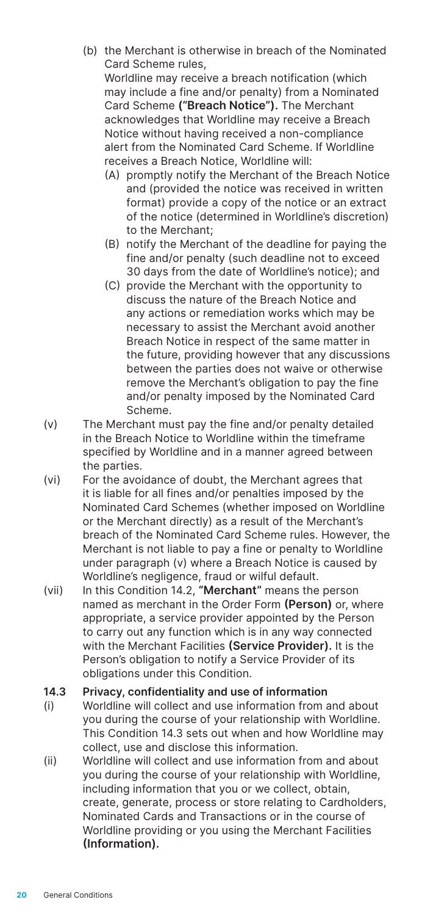(b) the Merchant is otherwise in breach of the Nominated Card Scheme rules,

Worldline may receive a breach notification (which may include a fine and/or penalty) from a Nominated Card Scheme **("Breach Notice").** The Merchant acknowledges that Worldline may receive a Breach Notice without having received a non-compliance alert from the Nominated Card Scheme. If Worldline receives a Breach Notice, Worldline will:

(A) promptly notify the Merchant of the Breach Notice and (provided the notice was received in written format) provide a copy of the notice or an extract of the notice (determined in Worldline's discretion) to the Merchant;

(B) notify the Merchant of the deadline for paying the fine and/or penalty (such deadline not to exceed 30 days from the date of Worldline's notice); and

(C) provide the Merchant with the opportunity to discuss the nature of the Breach Notice and any actions or remediation works which may be necessary to assist the Merchant avoid another Breach Notice in respect of the same matter in the future, providing however that any discussions between the parties does not waive or otherwise remove the Merchant's obligation to pay the fine and/or penalty imposed by the Nominated Card Scheme.

(v) The Merchant must pay the fine and/or penalty detailed in the Breach Notice to Worldline within the timeframe specified by Worldline and in a manner agreed between the parties.

(vi) For the avoidance of doubt, the Merchant agrees that it is liable for all fines and/or penalties imposed by the Nominated Card Schemes (whether imposed on Worldline or the Merchant directly) as a result of the Merchant's breach of the Nominated Card Scheme rules. However, the Merchant is not liable to pay a fine or penalty to Worldline under paragraph (v) where a Breach Notice is caused by Worldline's negligence, fraud or wilful default.

(vii) In this Condition 14.2, **"Merchant"** means the person named as merchant in the Order Form **(Person)** or, where appropriate, a service provider appointed by the Person to carry out any function which is in any way connected with the Merchant Facilities **(Service Provider).** It is the Person's obligation to notify a Service Provider of its obligations under this Condition.

**14.3 Privacy, confidentiality and use of information**

(i) Worldline will collect and use information from and about you during the course of your relationship with Worldline. This Condition 14.3 sets out when and how Worldline may collect, use and disclose this information.

(ii) Worldline will collect and use information from and about you during the course of your relationship with Worldline, including information that you or we collect, obtain, create, generate, process or store relating to Cardholders, Nominated Cards and Transactions or in the course of Worldline providing or you using the Merchant Facilities **(Information).**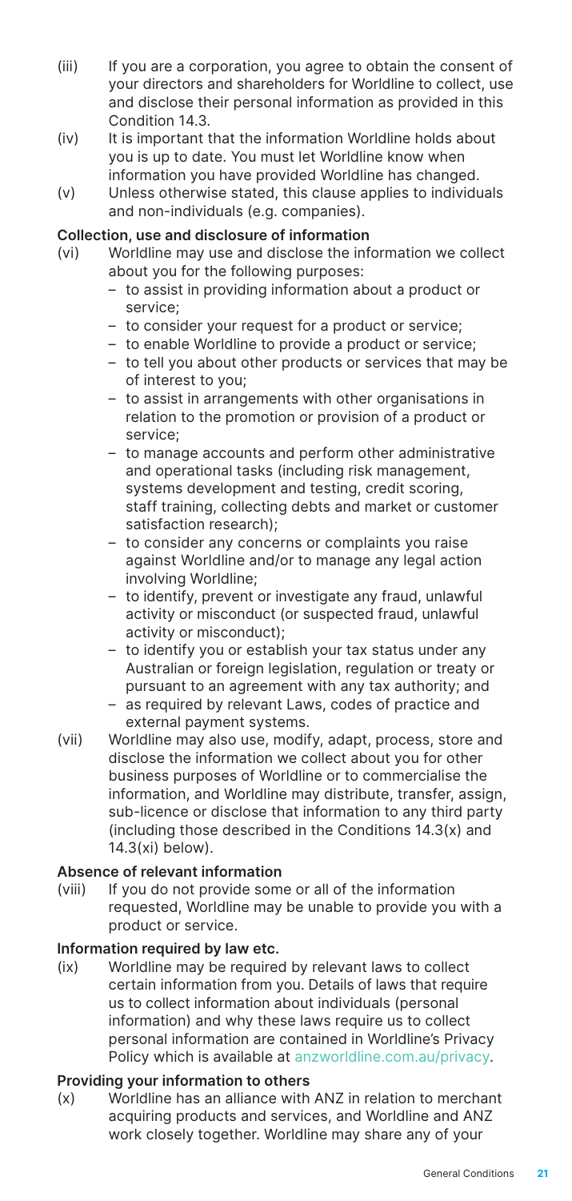(iii) If you are a corporation, you agree to obtain the consent of your directors and shareholders for Worldline to collect, use and disclose their personal information as provided in this Condition 14.3.

(iv) It is important that the information Worldline holds about you is up to date. You must let Worldline know when information you have provided Worldline has changed.

(v) Unless otherwise stated, this clause applies to individuals and non-individuals (e.g. companies).

**Collection, use and disclosure of information**

(vi) Worldline may use and disclose the information we collect about you for the following purposes:

- to assist in providing information about a product or service;
- to consider your request for a product or service;
- to enable Worldline to provide a product or service;
- to tell you about other products or services that may be of interest to you;
- to assist in arrangements with other organisations in relation to the promotion or provision of a product or service;
- to manage accounts and perform other administrative and operational tasks (including risk management, systems development and testing, credit scoring, staff training, collecting debts and market or customer satisfaction research);
- to consider any concerns or complaints you raise against Worldline and/or to manage any legal action involving Worldline;
- to identify, prevent or investigate any fraud, unlawful activity or misconduct (or suspected fraud, unlawful activity or misconduct);
- to identify you or establish your tax status under any Australian or foreign legislation, regulation or treaty or pursuant to an agreement with any tax authority; and
- as required by relevant Laws, codes of practice and external payment systems.

(vii) Worldline may also use, modify, adapt, process, store and disclose the information we collect about you for other business purposes of Worldline or to commercialise the information, and Worldline may distribute, transfer, assign, sub-licence or disclose that information to any third party (including those described in the Conditions 14.3(x) and 14.3(xi) below).

**Absence of relevant information**

(viii) If you do not provide some or all of the information requested, Worldline may be unable to provide you with a product or service.

**Information required by law etc.**

(ix) Worldline may be required by relevant laws to collect certain information from you. Details of laws that require us to collect information about individuals (personal information) and why these laws require us to collect personal information are contained in Worldline's Privacy Policy which is available at anzworldline.com.au/privacy.

**Providing your information to others**

(x) Worldline has an alliance with ANZ in relation to merchant acquiring products and services, and Worldline and ANZ work closely together. Worldline may share any of your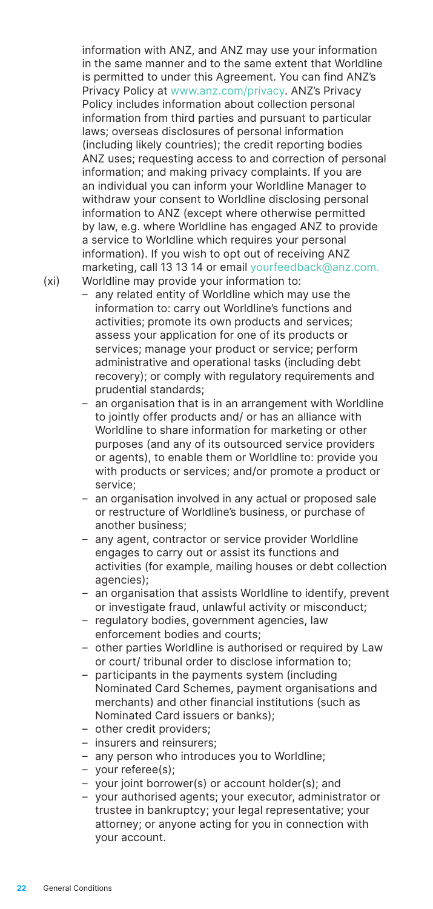information with ANZ, and ANZ may use your information in the same manner and to the same extent that Worldline is permitted to under this Agreement. You can find ANZ's Privacy Policy at www.anz.com/privacy. ANZ's Privacy Policy includes information about collection personal information from third parties and pursuant to particular laws; overseas disclosures of personal information (including likely countries); the credit reporting bodies ANZ uses; requesting access to and correction of personal information; and making privacy complaints. If you are an individual you can inform your Worldline Manager to withdraw your consent to Worldline disclosing personal information to ANZ (except where otherwise permitted by law, e.g. where Worldline has engaged ANZ to provide a service to Worldline which requires your personal information). If you wish to opt out of receiving ANZ marketing, call 13 13 14 or email yourfeedback@anz.com.

(xi) Worldline may provide your information to:

- any related entity of Worldline which may use the information to: carry out Worldline's functions and activities; promote its own products and services; assess your application for one of its products or services; manage your product or service; perform administrative and operational tasks (including debt recovery); or comply with regulatory requirements and prudential standards;
- an organisation that is in an arrangement with Worldline to jointly offer products and/ or has an alliance with Worldline to share information for marketing or other purposes (and any of its outsourced service providers or agents), to enable them or Worldline to: provide you with products or services; and/or promote a product or service;
- an organisation involved in any actual or proposed sale or restructure of Worldline's business, or purchase of another business;
- any agent, contractor or service provider Worldline engages to carry out or assist its functions and activities (for example, mailing houses or debt collection agencies);
- an organisation that assists Worldline to identify, prevent or investigate fraud, unlawful activity or misconduct;
- regulatory bodies, government agencies, law enforcement bodies and courts;
- other parties Worldline is authorised or required by Law or court/ tribunal order to disclose information to;
- participants in the payments system (including Nominated Card Schemes, payment organisations and merchants) and other financial institutions (such as Nominated Card issuers or banks);
- other credit providers;
- insurers and reinsurers;
- any person who introduces you to Worldline;
- your referee(s);
- your joint borrower(s) or account holder(s); and
- your authorised agents; your executor, administrator or trustee in bankruptcy; your legal representative; your attorney; or anyone acting for you in connection with your account.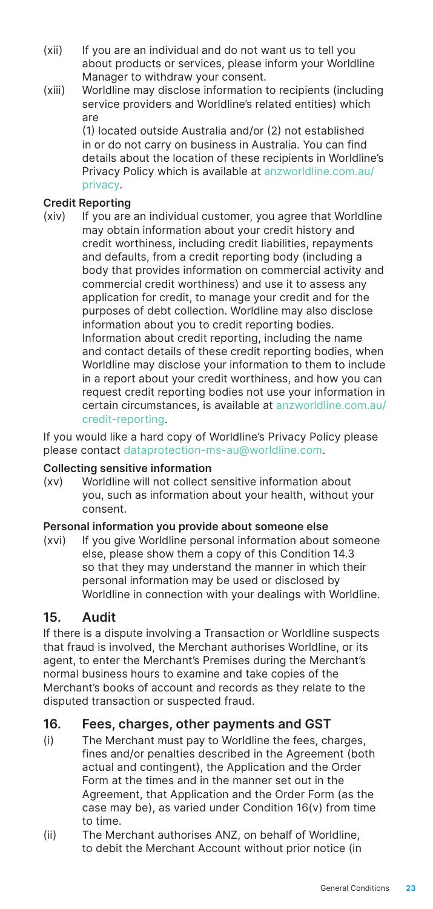(xii) If you are an individual and do not want us to tell you about products or services, please inform your Worldline Manager to withdraw your consent.

(xiii) Worldline may disclose information to recipients (including service providers and Worldline's related entities) which are
(1) located outside Australia and/or (2) not established in or do not carry on business in Australia. You can find details about the location of these recipients in Worldline's Privacy Policy which is available at anzworldline.com.au/privacy.

**Credit Reporting**

(xiv) If you are an individual customer, you agree that Worldline may obtain information about your credit history and credit worthiness, including credit liabilities, repayments and defaults, from a credit reporting body (including a body that provides information on commercial activity and commercial credit worthiness) and use it to assess any application for credit, to manage your credit and for the purposes of debt collection. Worldline may also disclose information about you to credit reporting bodies. Information about credit reporting, including the name and contact details of these credit reporting bodies, when Worldline may disclose your information to them to include in a report about your credit worthiness, and how you can request credit reporting bodies not use your information in certain circumstances, is available at anzworldline.com.au/credit-reporting.

If you would like a hard copy of Worldline's Privacy Policy please please contact dataprotection-ms-au@worldline.com.

**Collecting sensitive information**

(xv) Worldline will not collect sensitive information about you, such as information about your health, without your consent.

**Personal information you provide about someone else**

(xvi) If you give Worldline personal information about someone else, please show them a copy of this Condition 14.3 so that they may understand the manner in which their personal information may be used or disclosed by Worldline in connection with your dealings with Worldline.

## 15. Audit

If there is a dispute involving a Transaction or Worldline suspects that fraud is involved, the Merchant authorises Worldline, or its agent, to enter the Merchant's Premises during the Merchant's normal business hours to examine and take copies of the Merchant's books of account and records as they relate to the disputed transaction or suspected fraud.

## 16. Fees, charges, other payments and GST

(i) The Merchant must pay to Worldline the fees, charges, fines and/or penalties described in the Agreement (both actual and contingent), the Application and the Order Form at the times and in the manner set out in the Agreement, that Application and the Order Form (as the case may be), as varied under Condition 16(v) from time to time.

(ii) The Merchant authorises ANZ, on behalf of Worldline, to debit the Merchant Account without prior notice (in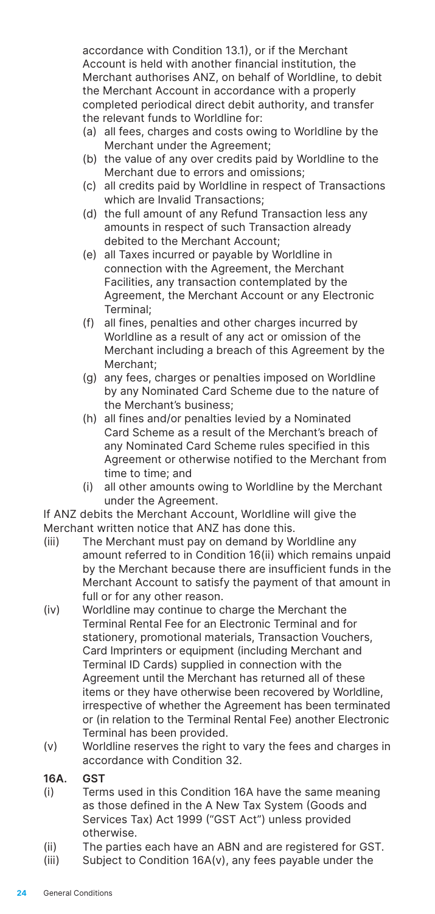accordance with Condition 13.1), or if the Merchant Account is held with another financial institution, the Merchant authorises ANZ, on behalf of Worldline, to debit the Merchant Account in accordance with a properly completed periodical direct debit authority, and transfer the relevant funds to Worldline for:

(a) all fees, charges and costs owing to Worldline by the Merchant under the Agreement;
(b) the value of any over credits paid by Worldline to the Merchant due to errors and omissions;
(c) all credits paid by Worldline in respect of Transactions which are Invalid Transactions;
(d) the full amount of any Refund Transaction less any amounts in respect of such Transaction already debited to the Merchant Account;
(e) all Taxes incurred or payable by Worldline in connection with the Agreement, the Merchant Facilities, any transaction contemplated by the Agreement, the Merchant Account or any Electronic Terminal;
(f) all fines, penalties and other charges incurred by Worldline as a result of any act or omission of the Merchant including a breach of this Agreement by the Merchant;
(g) any fees, charges or penalties imposed on Worldline by any Nominated Card Scheme due to the nature of the Merchant's business;
(h) all fines and/or penalties levied by a Nominated Card Scheme as a result of the Merchant's breach of any Nominated Card Scheme rules specified in this Agreement or otherwise notified to the Merchant from time to time; and
(i) all other amounts owing to Worldline by the Merchant under the Agreement.

If ANZ debits the Merchant Account, Worldline will give the Merchant written notice that ANZ has done this.

(iii) The Merchant must pay on demand by Worldline any amount referred to in Condition 16(ii) which remains unpaid by the Merchant because there are insufficient funds in the Merchant Account to satisfy the payment of that amount in full or for any other reason.

(iv) Worldline may continue to charge the Merchant the Terminal Rental Fee for an Electronic Terminal and for stationery, promotional materials, Transaction Vouchers, Card Imprinters or equipment (including Merchant and Terminal ID Cards) supplied in connection with the Agreement until the Merchant has returned all of these items or they have otherwise been recovered by Worldline, irrespective of whether the Agreement has been terminated or (in relation to the Terminal Rental Fee) another Electronic Terminal has been provided.

(v) Worldline reserves the right to vary the fees and charges in accordance with Condition 32.

**16A. GST**

(i) Terms used in this Condition 16A have the same meaning as those defined in the A New Tax System (Goods and Services Tax) Act 1999 ("GST Act") unless provided otherwise.

(ii) The parties each have an ABN and are registered for GST.

(iii) Subject to Condition 16A(v), any fees payable under the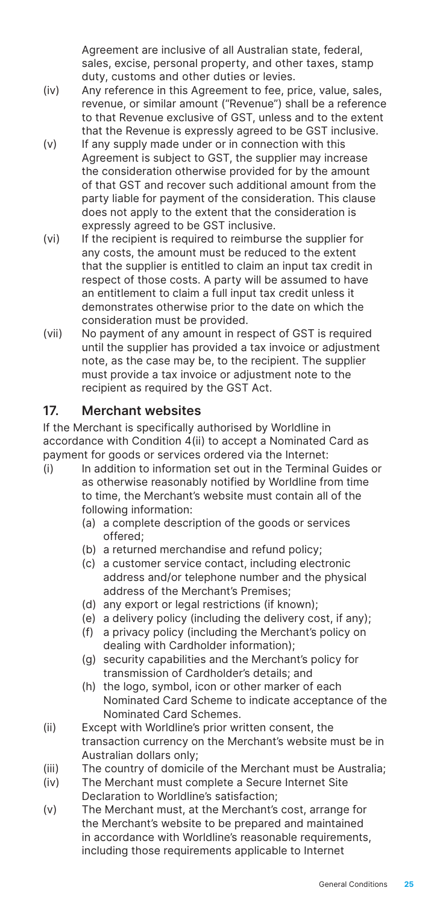Agreement are inclusive of all Australian state, federal, sales, excise, personal property, and other taxes, stamp duty, customs and other duties or levies.

(iv) Any reference in this Agreement to fee, price, value, sales, revenue, or similar amount ("Revenue") shall be a reference to that Revenue exclusive of GST, unless and to the extent that the Revenue is expressly agreed to be GST inclusive.

(v) If any supply made under or in connection with this Agreement is subject to GST, the supplier may increase the consideration otherwise provided for by the amount of that GST and recover such additional amount from the party liable for payment of the consideration. This clause does not apply to the extent that the consideration is expressly agreed to be GST inclusive.

(vi) If the recipient is required to reimburse the supplier for any costs, the amount must be reduced to the extent that the supplier is entitled to claim an input tax credit in respect of those costs. A party will be assumed to have an entitlement to claim a full input tax credit unless it demonstrates otherwise prior to the date on which the consideration must be provided.

(vii) No payment of any amount in respect of GST is required until the supplier has provided a tax invoice or adjustment note, as the case may be, to the recipient. The supplier must provide a tax invoice or adjustment note to the recipient as required by the GST Act.

## 17. Merchant websites

If the Merchant is specifically authorised by Worldline in accordance with Condition 4(ii) to accept a Nominated Card as payment for goods or services ordered via the Internet:

(i) In addition to information set out in the Terminal Guides or as otherwise reasonably notified by Worldline from time to time, the Merchant's website must contain all of the following information:
   (a) a complete description of the goods or services offered;
   (b) a returned merchandise and refund policy;
   (c) a customer service contact, including electronic address and/or telephone number and the physical address of the Merchant's Premises;
   (d) any export or legal restrictions (if known);
   (e) a delivery policy (including the delivery cost, if any);
   (f) a privacy policy (including the Merchant's policy on dealing with Cardholder information);
   (g) security capabilities and the Merchant's policy for transmission of Cardholder's details; and
   (h) the logo, symbol, icon or other marker of each Nominated Card Scheme to indicate acceptance of the Nominated Card Schemes.

(ii) Except with Worldline's prior written consent, the transaction currency on the Merchant's website must be in Australian dollars only;

(iii) The country of domicile of the Merchant must be Australia;

(iv) The Merchant must complete a Secure Internet Site Declaration to Worldline's satisfaction;

(v) The Merchant must, at the Merchant's cost, arrange for the Merchant's website to be prepared and maintained in accordance with Worldline's reasonable requirements, including those requirements applicable to Internet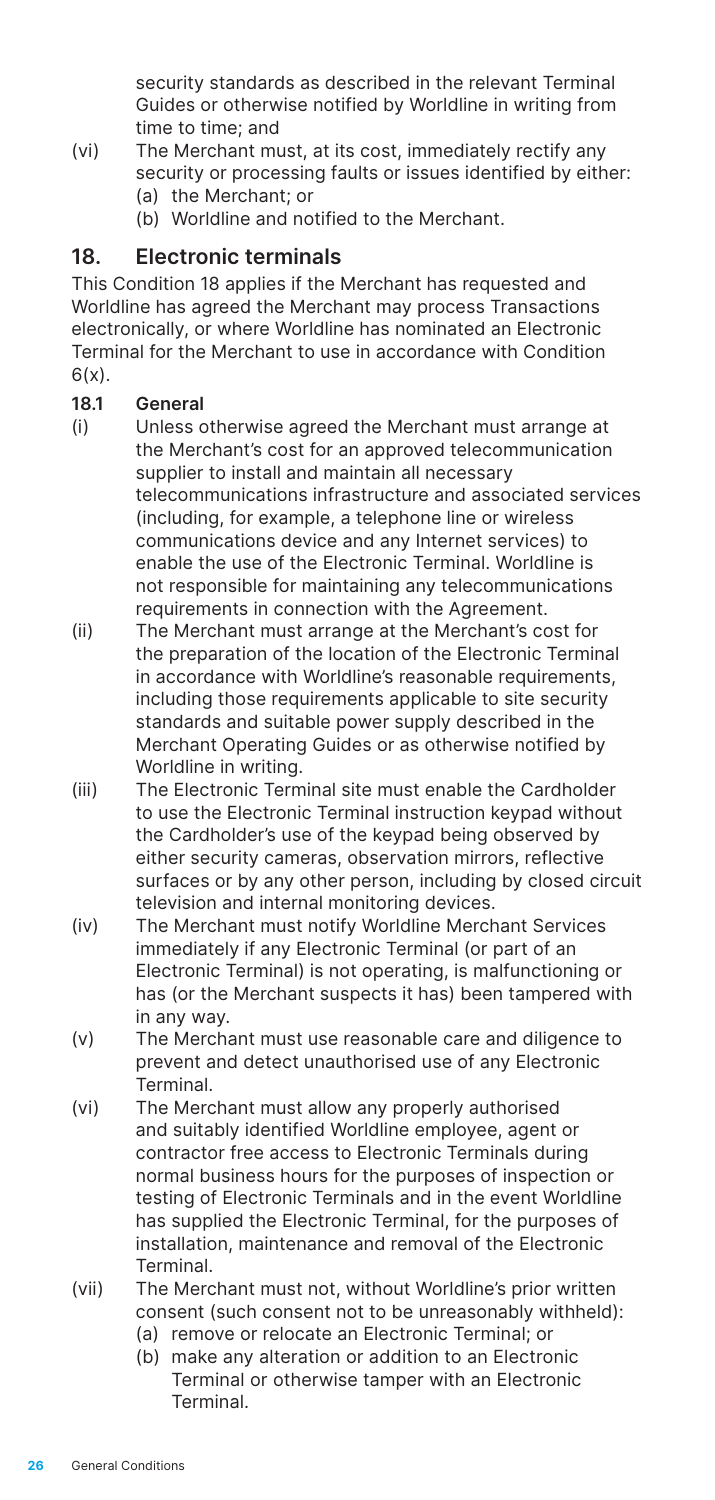security standards as described in the relevant Terminal Guides or otherwise notified by Worldline in writing from time to time; and

(vi) The Merchant must, at its cost, immediately rectify any security or processing faults or issues identified by either:
  (a) the Merchant; or
  (b) Worldline and notified to the Merchant.

## 18. Electronic terminals

This Condition 18 applies if the Merchant has requested and Worldline has agreed the Merchant may process Transactions electronically, or where Worldline has nominated an Electronic Terminal for the Merchant to use in accordance with Condition 6(x).

### 18.1 General

(i) Unless otherwise agreed the Merchant must arrange at the Merchant's cost for an approved telecommunication supplier to install and maintain all necessary telecommunications infrastructure and associated services (including, for example, a telephone line or wireless communications device and any Internet services) to enable the use of the Electronic Terminal. Worldline is not responsible for maintaining any telecommunications requirements in connection with the Agreement.

(ii) The Merchant must arrange at the Merchant's cost for the preparation of the location of the Electronic Terminal in accordance with Worldline's reasonable requirements, including those requirements applicable to site security standards and suitable power supply described in the Merchant Operating Guides or as otherwise notified by Worldline in writing.

(iii) The Electronic Terminal site must enable the Cardholder to use the Electronic Terminal instruction keypad without the Cardholder's use of the keypad being observed by either security cameras, observation mirrors, reflective surfaces or by any other person, including by closed circuit television and internal monitoring devices.

(iv) The Merchant must notify Worldline Merchant Services immediately if any Electronic Terminal (or part of an Electronic Terminal) is not operating, is malfunctioning or has (or the Merchant suspects it has) been tampered with in any way.

(v) The Merchant must use reasonable care and diligence to prevent and detect unauthorised use of any Electronic Terminal.

(vi) The Merchant must allow any properly authorised and suitably identified Worldline employee, agent or contractor free access to Electronic Terminals during normal business hours for the purposes of inspection or testing of Electronic Terminals and in the event Worldline has supplied the Electronic Terminal, for the purposes of installation, maintenance and removal of the Electronic Terminal.

(vii) The Merchant must not, without Worldline's prior written consent (such consent not to be unreasonably withheld):
  (a) remove or relocate an Electronic Terminal; or
  (b) make any alteration or addition to an Electronic Terminal or otherwise tamper with an Electronic Terminal.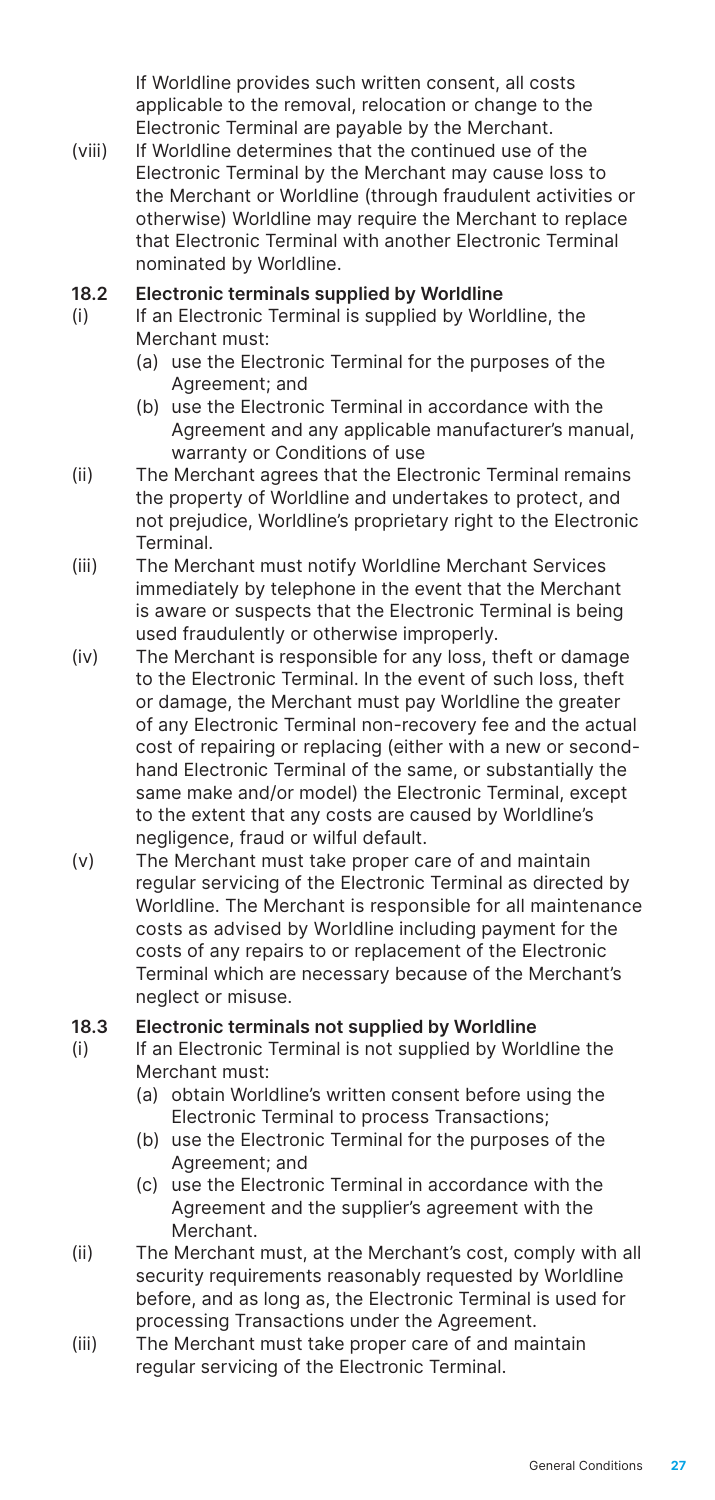If Worldline provides such written consent, all costs applicable to the removal, relocation or change to the Electronic Terminal are payable by the Merchant.

(viii) If Worldline determines that the continued use of the Electronic Terminal by the Merchant may cause loss to the Merchant or Worldline (through fraudulent activities or otherwise) Worldline may require the Merchant to replace that Electronic Terminal with another Electronic Terminal nominated by Worldline.

### 18.2 Electronic terminals supplied by Worldline

(i) If an Electronic Terminal is supplied by Worldline, the Merchant must:
  (a) use the Electronic Terminal for the purposes of the Agreement; and
  (b) use the Electronic Terminal in accordance with the Agreement and any applicable manufacturer's manual, warranty or Conditions of use

(ii) The Merchant agrees that the Electronic Terminal remains the property of Worldline and undertakes to protect, and not prejudice, Worldline's proprietary right to the Electronic Terminal.

(iii) The Merchant must notify Worldline Merchant Services immediately by telephone in the event that the Merchant is aware or suspects that the Electronic Terminal is being used fraudulently or otherwise improperly.

(iv) The Merchant is responsible for any loss, theft or damage to the Electronic Terminal. In the event of such loss, theft or damage, the Merchant must pay Worldline the greater of any Electronic Terminal non-recovery fee and the actual cost of repairing or replacing (either with a new or second-hand Electronic Terminal of the same, or substantially the same make and/or model) the Electronic Terminal, except to the extent that any costs are caused by Worldline's negligence, fraud or wilful default.

(v) The Merchant must take proper care of and maintain regular servicing of the Electronic Terminal as directed by Worldline. The Merchant is responsible for all maintenance costs as advised by Worldline including payment for the costs of any repairs to or replacement of the Electronic Terminal which are necessary because of the Merchant's neglect or misuse.

### 18.3 Electronic terminals not supplied by Worldline

(i) If an Electronic Terminal is not supplied by Worldline the Merchant must:
  (a) obtain Worldline's written consent before using the Electronic Terminal to process Transactions;
  (b) use the Electronic Terminal for the purposes of the Agreement; and
  (c) use the Electronic Terminal in accordance with the Agreement and the supplier's agreement with the Merchant.

(ii) The Merchant must, at the Merchant's cost, comply with all security requirements reasonably requested by Worldline before, and as long as, the Electronic Terminal is used for processing Transactions under the Agreement.

(iii) The Merchant must take proper care of and maintain regular servicing of the Electronic Terminal.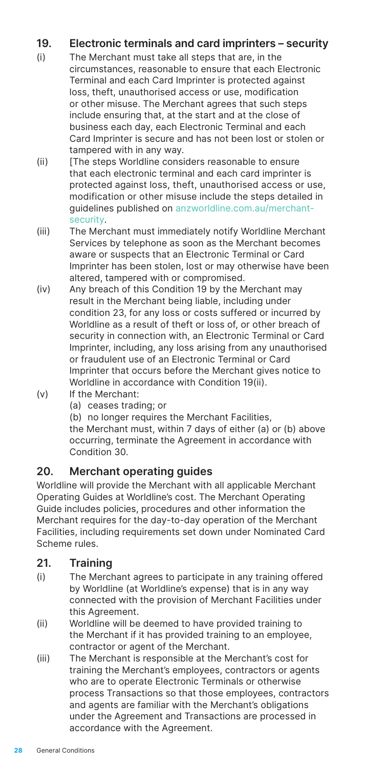## 19. Electronic terminals and card imprinters – security

(i) The Merchant must take all steps that are, in the circumstances, reasonable to ensure that each Electronic Terminal and each Card Imprinter is protected against loss, theft, unauthorised access or use, modification or other misuse. The Merchant agrees that such steps include ensuring that, at the start and at the close of business each day, each Electronic Terminal and each Card Imprinter is secure and has not been lost or stolen or tampered with in any way.

(ii) [The steps Worldline considers reasonable to ensure that each electronic terminal and each card imprinter is protected against loss, theft, unauthorised access or use, modification or other misuse include the steps detailed in guidelines published on anzworldline.com.au/merchant-security.

(iii) The Merchant must immediately notify Worldline Merchant Services by telephone as soon as the Merchant becomes aware or suspects that an Electronic Terminal or Card Imprinter has been stolen, lost or may otherwise have been altered, tampered with or compromised.

(iv) Any breach of this Condition 19 by the Merchant may result in the Merchant being liable, including under condition 23, for any loss or costs suffered or incurred by Worldline as a result of theft or loss of, or other breach of security in connection with, an Electronic Terminal or Card Imprinter, including, any loss arising from any unauthorised or fraudulent use of an Electronic Terminal or Card Imprinter that occurs before the Merchant gives notice to Worldline in accordance with Condition 19(ii).

(v) If the Merchant:

(a) ceases trading; or

(b) no longer requires the Merchant Facilities,

the Merchant must, within 7 days of either (a) or (b) above occurring, terminate the Agreement in accordance with Condition 30.

## 20. Merchant operating guides

Worldline will provide the Merchant with all applicable Merchant Operating Guides at Worldline's cost. The Merchant Operating Guide includes policies, procedures and other information the Merchant requires for the day-to-day operation of the Merchant Facilities, including requirements set down under Nominated Card Scheme rules.

## 21. Training

(i) The Merchant agrees to participate in any training offered by Worldline (at Worldline's expense) that is in any way connected with the provision of Merchant Facilities under this Agreement.

(ii) Worldline will be deemed to have provided training to the Merchant if it has provided training to an employee, contractor or agent of the Merchant.

(iii) The Merchant is responsible at the Merchant's cost for training the Merchant's employees, contractors or agents who are to operate Electronic Terminals or otherwise process Transactions so that those employees, contractors and agents are familiar with the Merchant's obligations under the Agreement and Transactions are processed in accordance with the Agreement.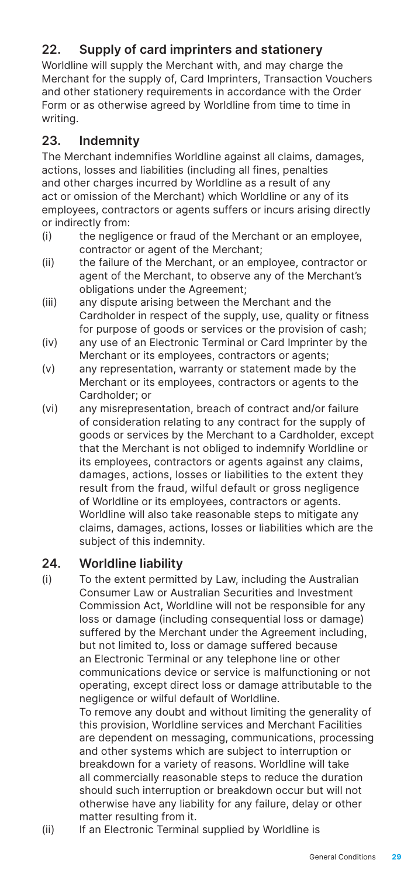## 22. Supply of card imprinters and stationery

Worldline will supply the Merchant with, and may charge the Merchant for the supply of, Card Imprinters, Transaction Vouchers and other stationery requirements in accordance with the Order Form or as otherwise agreed by Worldline from time to time in writing.

## 23. Indemnity

The Merchant indemnifies Worldline against all claims, damages, actions, losses and liabilities (including all fines, penalties and other charges incurred by Worldline as a result of any act or omission of the Merchant) which Worldline or any of its employees, contractors or agents suffers or incurs arising directly or indirectly from:

(i) the negligence or fraud of the Merchant or an employee, contractor or agent of the Merchant;

(ii) the failure of the Merchant, or an employee, contractor or agent of the Merchant, to observe any of the Merchant's obligations under the Agreement;

(iii) any dispute arising between the Merchant and the Cardholder in respect of the supply, use, quality or fitness for purpose of goods or services or the provision of cash;

(iv) any use of an Electronic Terminal or Card Imprinter by the Merchant or its employees, contractors or agents;

(v) any representation, warranty or statement made by the Merchant or its employees, contractors or agents to the Cardholder; or

(vi) any misrepresentation, breach of contract and/or failure of consideration relating to any contract for the supply of goods or services by the Merchant to a Cardholder, except that the Merchant is not obliged to indemnify Worldline or its employees, contractors or agents against any claims, damages, actions, losses or liabilities to the extent they result from the fraud, wilful default or gross negligence of Worldline or its employees, contractors or agents. Worldline will also take reasonable steps to mitigate any claims, damages, actions, losses or liabilities which are the subject of this indemnity.

## 24. Worldline liability

(i) To the extent permitted by Law, including the Australian Consumer Law or Australian Securities and Investment Commission Act, Worldline will not be responsible for any loss or damage (including consequential loss or damage) suffered by the Merchant under the Agreement including, but not limited to, loss or damage suffered because an Electronic Terminal or any telephone line or other communications device or service is malfunctioning or not operating, except direct loss or damage attributable to the negligence or wilful default of Worldline.

To remove any doubt and without limiting the generality of this provision, Worldline services and Merchant Facilities are dependent on messaging, communications, processing and other systems which are subject to interruption or breakdown for a variety of reasons. Worldline will take all commercially reasonable steps to reduce the duration should such interruption or breakdown occur but will not otherwise have any liability for any failure, delay or other matter resulting from it.

(ii) If an Electronic Terminal supplied by Worldline is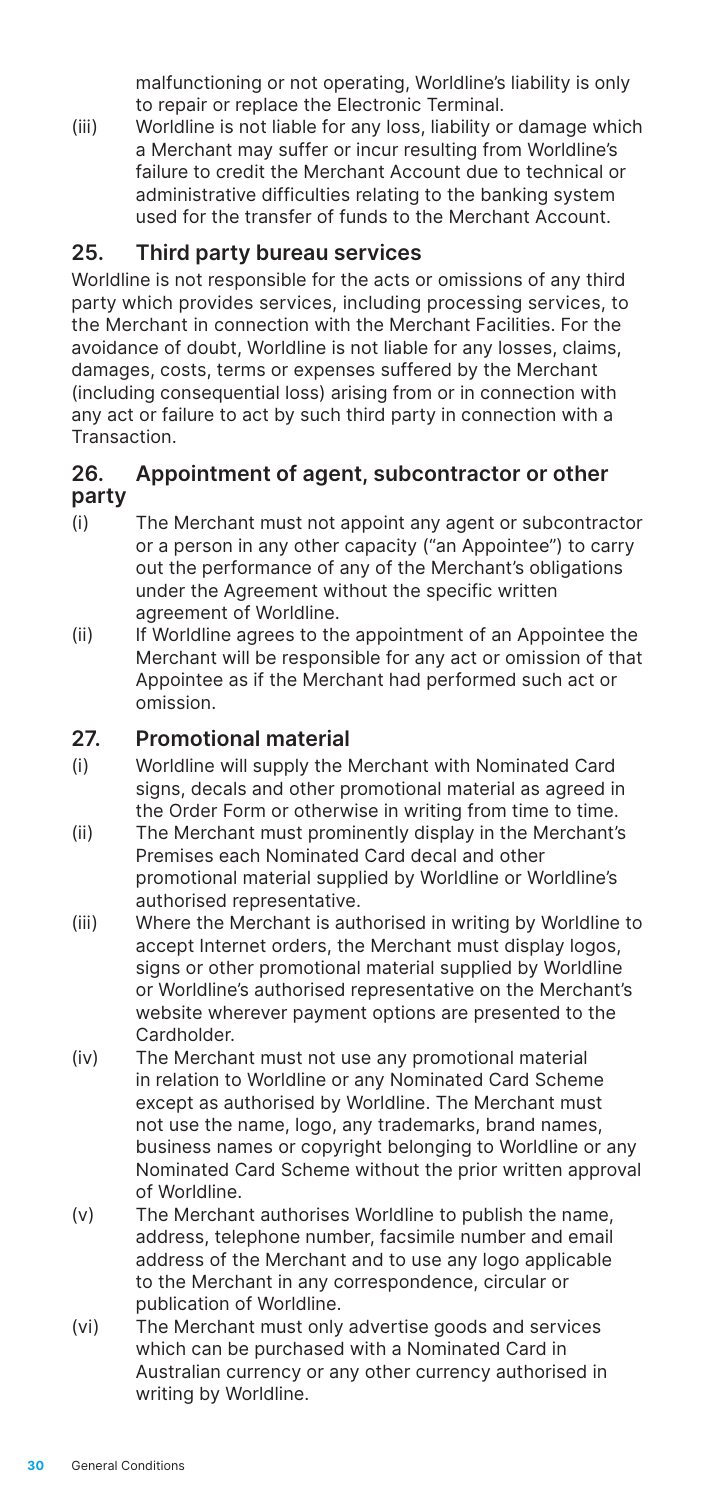malfunctioning or not operating, Worldline's liability is only to repair or replace the Electronic Terminal.

(iii) Worldline is not liable for any loss, liability or damage which a Merchant may suffer or incur resulting from Worldline's failure to credit the Merchant Account due to technical or administrative difficulties relating to the banking system used for the transfer of funds to the Merchant Account.

## 25. Third party bureau services

Worldline is not responsible for the acts or omissions of any third party which provides services, including processing services, to the Merchant in connection with the Merchant Facilities. For the avoidance of doubt, Worldline is not liable for any losses, claims, damages, costs, terms or expenses suffered by the Merchant (including consequential loss) arising from or in connection with any act or failure to act by such third party in connection with a Transaction.

## 26. Appointment of agent, subcontractor or other party

(i) The Merchant must not appoint any agent or subcontractor or a person in any other capacity ("an Appointee") to carry out the performance of any of the Merchant's obligations under the Agreement without the specific written agreement of Worldline.

(ii) If Worldline agrees to the appointment of an Appointee the Merchant will be responsible for any act or omission of that Appointee as if the Merchant had performed such act or omission.

## 27. Promotional material

(i) Worldline will supply the Merchant with Nominated Card signs, decals and other promotional material as agreed in the Order Form or otherwise in writing from time to time.

(ii) The Merchant must prominently display in the Merchant's Premises each Nominated Card decal and other promotional material supplied by Worldline or Worldline's authorised representative.

(iii) Where the Merchant is authorised in writing by Worldline to accept Internet orders, the Merchant must display logos, signs or other promotional material supplied by Worldline or Worldline's authorised representative on the Merchant's website wherever payment options are presented to the Cardholder.

(iv) The Merchant must not use any promotional material in relation to Worldline or any Nominated Card Scheme except as authorised by Worldline. The Merchant must not use the name, logo, any trademarks, brand names, business names or copyright belonging to Worldline or any Nominated Card Scheme without the prior written approval of Worldline.

(v) The Merchant authorises Worldline to publish the name, address, telephone number, facsimile number and email address of the Merchant and to use any logo applicable to the Merchant in any correspondence, circular or publication of Worldline.

(vi) The Merchant must only advertise goods and services which can be purchased with a Nominated Card in Australian currency or any other currency authorised in writing by Worldline.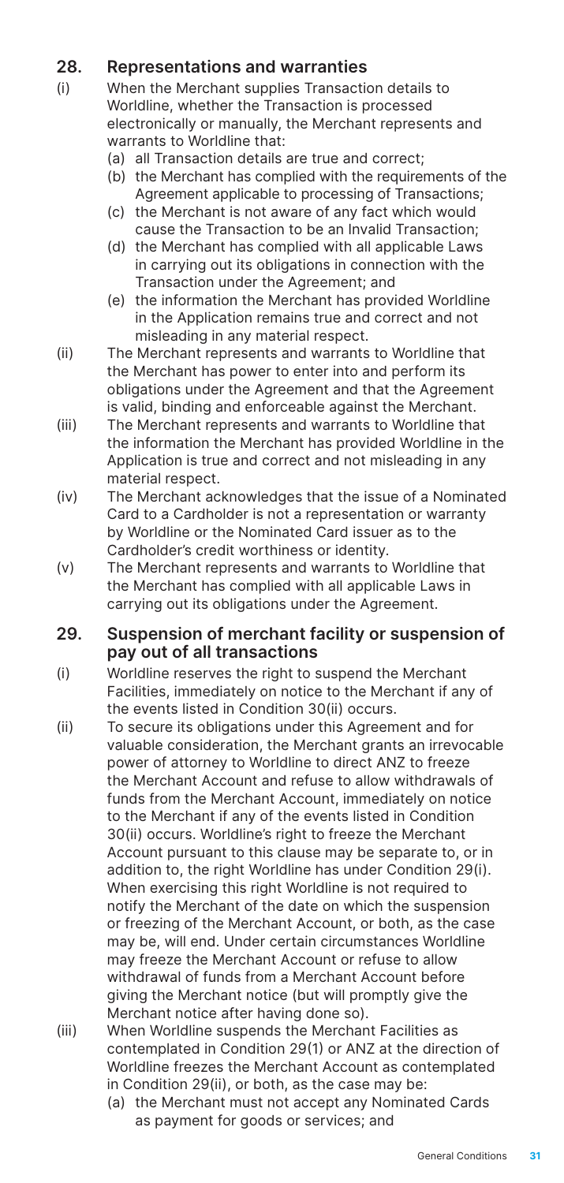## 28. Representations and warranties

(i) When the Merchant supplies Transaction details to Worldline, whether the Transaction is processed electronically or manually, the Merchant represents and warrants to Worldline that:

(a) all Transaction details are true and correct;

(b) the Merchant has complied with the requirements of the Agreement applicable to processing of Transactions;

(c) the Merchant is not aware of any fact which would cause the Transaction to be an Invalid Transaction;

(d) the Merchant has complied with all applicable Laws in carrying out its obligations in connection with the Transaction under the Agreement; and

(e) the information the Merchant has provided Worldline in the Application remains true and correct and not misleading in any material respect.

(ii) The Merchant represents and warrants to Worldline that the Merchant has power to enter into and perform its obligations under the Agreement and that the Agreement is valid, binding and enforceable against the Merchant.

(iii) The Merchant represents and warrants to Worldline that the information the Merchant has provided Worldline in the Application is true and correct and not misleading in any material respect.

(iv) The Merchant acknowledges that the issue of a Nominated Card to a Cardholder is not a representation or warranty by Worldline or the Nominated Card issuer as to the Cardholder's credit worthiness or identity.

(v) The Merchant represents and warrants to Worldline that the Merchant has complied with all applicable Laws in carrying out its obligations under the Agreement.

## 29. Suspension of merchant facility or suspension of pay out of all transactions

(i) Worldline reserves the right to suspend the Merchant Facilities, immediately on notice to the Merchant if any of the events listed in Condition 30(ii) occurs.

(ii) To secure its obligations under this Agreement and for valuable consideration, the Merchant grants an irrevocable power of attorney to Worldline to direct ANZ to freeze the Merchant Account and refuse to allow withdrawals of funds from the Merchant Account, immediately on notice to the Merchant if any of the events listed in Condition 30(ii) occurs. Worldline's right to freeze the Merchant Account pursuant to this clause may be separate to, or in addition to, the right Worldline has under Condition 29(i). When exercising this right Worldline is not required to notify the Merchant of the date on which the suspension or freezing of the Merchant Account, or both, as the case may be, will end. Under certain circumstances Worldline may freeze the Merchant Account or refuse to allow withdrawal of funds from a Merchant Account before giving the Merchant notice (but will promptly give the Merchant notice after having done so).

(iii) When Worldline suspends the Merchant Facilities as contemplated in Condition 29(1) or ANZ at the direction of Worldline freezes the Merchant Account as contemplated in Condition 29(ii), or both, as the case may be:

(a) the Merchant must not accept any Nominated Cards as payment for goods or services; and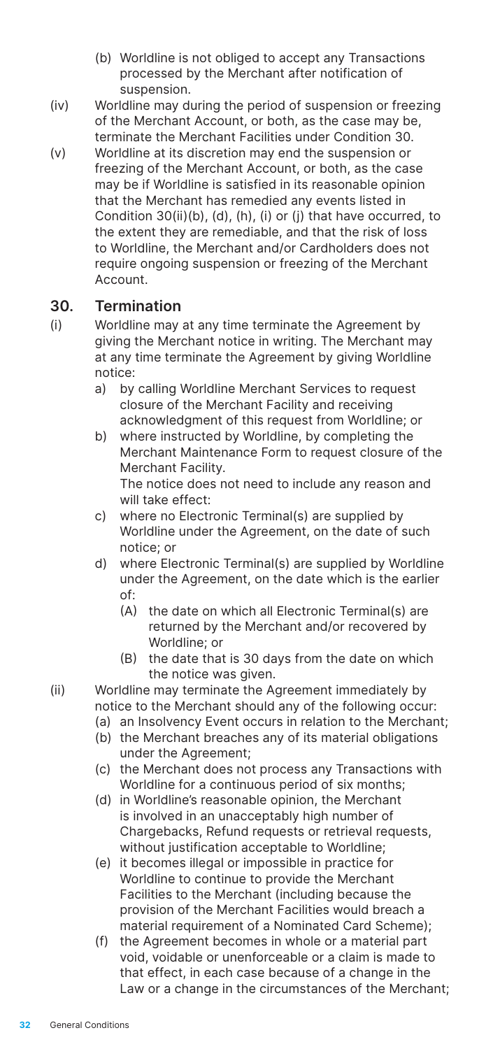(b) Worldline is not obliged to accept any Transactions processed by the Merchant after notification of suspension.

(iv) Worldline may during the period of suspension or freezing of the Merchant Account, or both, as the case may be, terminate the Merchant Facilities under Condition 30.

(v) Worldline at its discretion may end the suspension or freezing of the Merchant Account, or both, as the case may be if Worldline is satisfied in its reasonable opinion that the Merchant has remedied any events listed in Condition 30(ii)(b), (d), (h), (i) or (j) that have occurred, to the extent they are remediable, and that the risk of loss to Worldline, the Merchant and/or Cardholders does not require ongoing suspension or freezing of the Merchant Account.

## 30. Termination

(i) Worldline may at any time terminate the Agreement by giving the Merchant notice in writing. The Merchant may at any time terminate the Agreement by giving Worldline notice:

a) by calling Worldline Merchant Services to request closure of the Merchant Facility and receiving acknowledgment of this request from Worldline; or

b) where instructed by Worldline, by completing the Merchant Maintenance Form to request closure of the Merchant Facility.

The notice does not need to include any reason and will take effect:

c) where no Electronic Terminal(s) are supplied by Worldline under the Agreement, on the date of such notice; or

d) where Electronic Terminal(s) are supplied by Worldline under the Agreement, on the date which is the earlier of:

(A) the date on which all Electronic Terminal(s) are returned by the Merchant and/or recovered by Worldline; or

(B) the date that is 30 days from the date on which the notice was given.

(ii) Worldline may terminate the Agreement immediately by notice to the Merchant should any of the following occur:

(a) an Insolvency Event occurs in relation to the Merchant;

(b) the Merchant breaches any of its material obligations under the Agreement;

(c) the Merchant does not process any Transactions with Worldline for a continuous period of six months;

(d) in Worldline's reasonable opinion, the Merchant is involved in an unacceptably high number of Chargebacks, Refund requests or retrieval requests, without justification acceptable to Worldline;

(e) it becomes illegal or impossible in practice for Worldline to continue to provide the Merchant Facilities to the Merchant (including because the provision of the Merchant Facilities would breach a material requirement of a Nominated Card Scheme);

(f) the Agreement becomes in whole or a material part void, voidable or unenforceable or a claim is made to that effect, in each case because of a change in the Law or a change in the circumstances of the Merchant;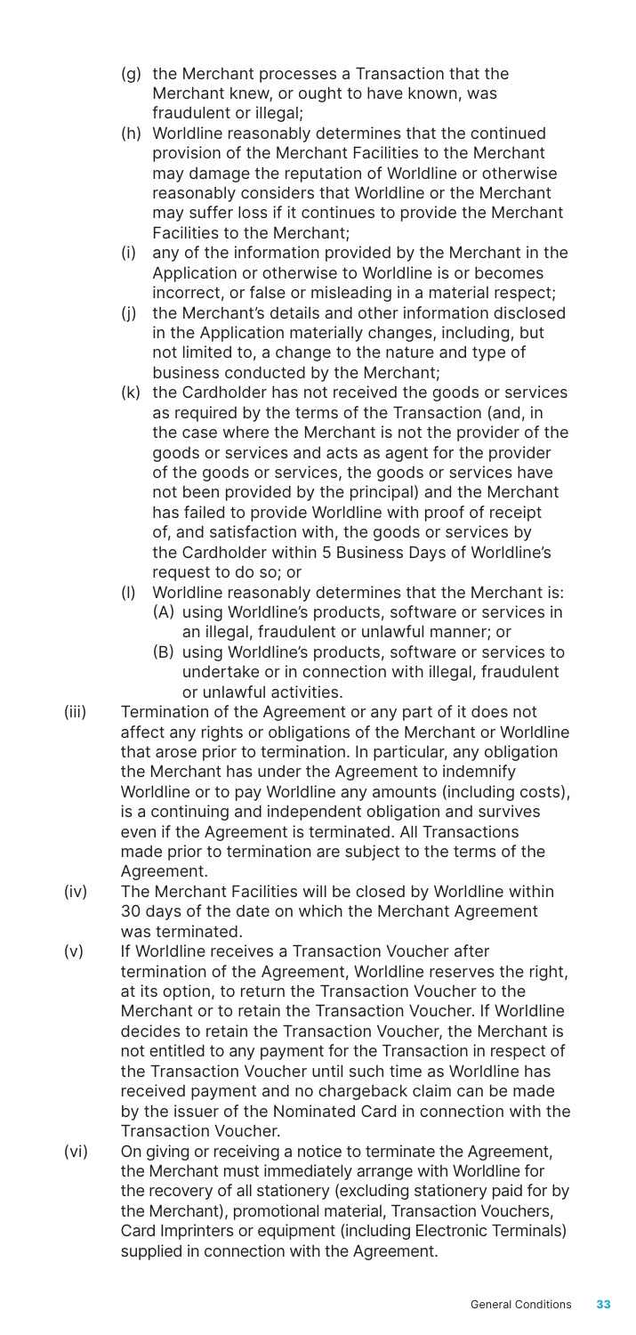(g) the Merchant processes a Transaction that the Merchant knew, or ought to have known, was fraudulent or illegal;

(h) Worldline reasonably determines that the continued provision of the Merchant Facilities to the Merchant may damage the reputation of Worldline or otherwise reasonably considers that Worldline or the Merchant may suffer loss if it continues to provide the Merchant Facilities to the Merchant;

(i) any of the information provided by the Merchant in the Application or otherwise to Worldline is or becomes incorrect, or false or misleading in a material respect;

(j) the Merchant's details and other information disclosed in the Application materially changes, including, but not limited to, a change to the nature and type of business conducted by the Merchant;

(k) the Cardholder has not received the goods or services as required by the terms of the Transaction (and, in the case where the Merchant is not the provider of the goods or services and acts as agent for the provider of the goods or services, the goods or services have not been provided by the principal) and the Merchant has failed to provide Worldline with proof of receipt of, and satisfaction with, the goods or services by the Cardholder within 5 Business Days of Worldline's request to do so; or

(l) Worldline reasonably determines that the Merchant is:
   - (A) using Worldline's products, software or services in an illegal, fraudulent or unlawful manner; or
   - (B) using Worldline's products, software or services to undertake or in connection with illegal, fraudulent or unlawful activities.

(iii) Termination of the Agreement or any part of it does not affect any rights or obligations of the Merchant or Worldline that arose prior to termination. In particular, any obligation the Merchant has under the Agreement to indemnify Worldline or to pay Worldline any amounts (including costs), is a continuing and independent obligation and survives even if the Agreement is terminated. All Transactions made prior to termination are subject to the terms of the Agreement.

(iv) The Merchant Facilities will be closed by Worldline within 30 days of the date on which the Merchant Agreement was terminated.

(v) If Worldline receives a Transaction Voucher after termination of the Agreement, Worldline reserves the right, at its option, to return the Transaction Voucher to the Merchant or to retain the Transaction Voucher. If Worldline decides to retain the Transaction Voucher, the Merchant is not entitled to any payment for the Transaction in respect of the Transaction Voucher until such time as Worldline has received payment and no chargeback claim can be made by the issuer of the Nominated Card in connection with the Transaction Voucher.

(vi) On giving or receiving a notice to terminate the Agreement, the Merchant must immediately arrange with Worldline for the recovery of all stationery (excluding stationery paid for by the Merchant), promotional material, Transaction Vouchers, Card Imprinters or equipment (including Electronic Terminals) supplied in connection with the Agreement.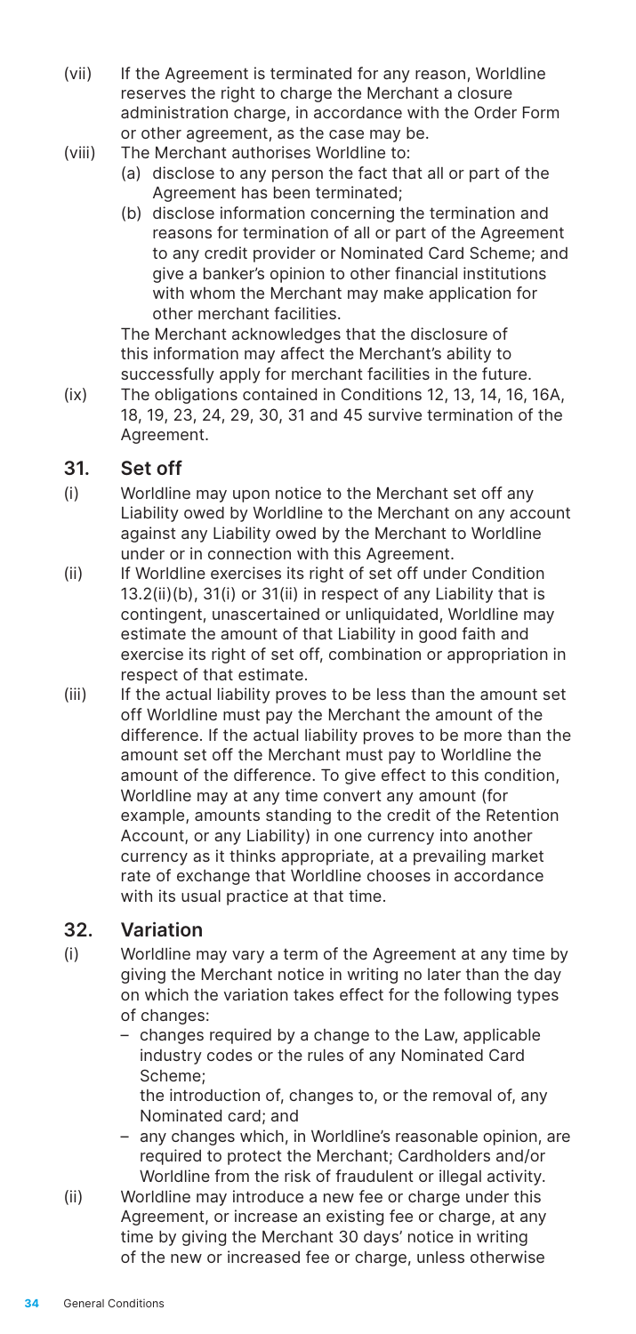(vii) If the Agreement is terminated for any reason, Worldline reserves the right to charge the Merchant a closure administration charge, in accordance with the Order Form or other agreement, as the case may be.

(viii) The Merchant authorises Worldline to:

(a) disclose to any person the fact that all or part of the Agreement has been terminated;

(b) disclose information concerning the termination and reasons for termination of all or part of the Agreement to any credit provider or Nominated Card Scheme; and give a banker's opinion to other financial institutions with whom the Merchant may make application for other merchant facilities.

The Merchant acknowledges that the disclosure of this information may affect the Merchant's ability to successfully apply for merchant facilities in the future.

(ix) The obligations contained in Conditions 12, 13, 14, 16, 16A, 18, 19, 23, 24, 29, 30, 31 and 45 survive termination of the Agreement.

## 31. Set off

(i) Worldline may upon notice to the Merchant set off any Liability owed by Worldline to the Merchant on any account against any Liability owed by the Merchant to Worldline under or in connection with this Agreement.

(ii) If Worldline exercises its right of set off under Condition 13.2(ii)(b), 31(i) or 31(ii) in respect of any Liability that is contingent, unascertained or unliquidated, Worldline may estimate the amount of that Liability in good faith and exercise its right of set off, combination or appropriation in respect of that estimate.

(iii) If the actual liability proves to be less than the amount set off Worldline must pay the Merchant the amount of the difference. If the actual liability proves to be more than the amount set off the Merchant must pay to Worldline the amount of the difference. To give effect to this condition, Worldline may at any time convert any amount (for example, amounts standing to the credit of the Retention Account, or any Liability) in one currency into another currency as it thinks appropriate, at a prevailing market rate of exchange that Worldline chooses in accordance with its usual practice at that time.

## 32. Variation

(i) Worldline may vary a term of the Agreement at any time by giving the Merchant notice in writing no later than the day on which the variation takes effect for the following types of changes:

- changes required by a change to the Law, applicable industry codes or the rules of any Nominated Card Scheme;

  the introduction of, changes to, or the removal of, any Nominated card; and

- any changes which, in Worldline's reasonable opinion, are required to protect the Merchant; Cardholders and/or Worldline from the risk of fraudulent or illegal activity.

(ii) Worldline may introduce a new fee or charge under this Agreement, or increase an existing fee or charge, at any time by giving the Merchant 30 days' notice in writing of the new or increased fee or charge, unless otherwise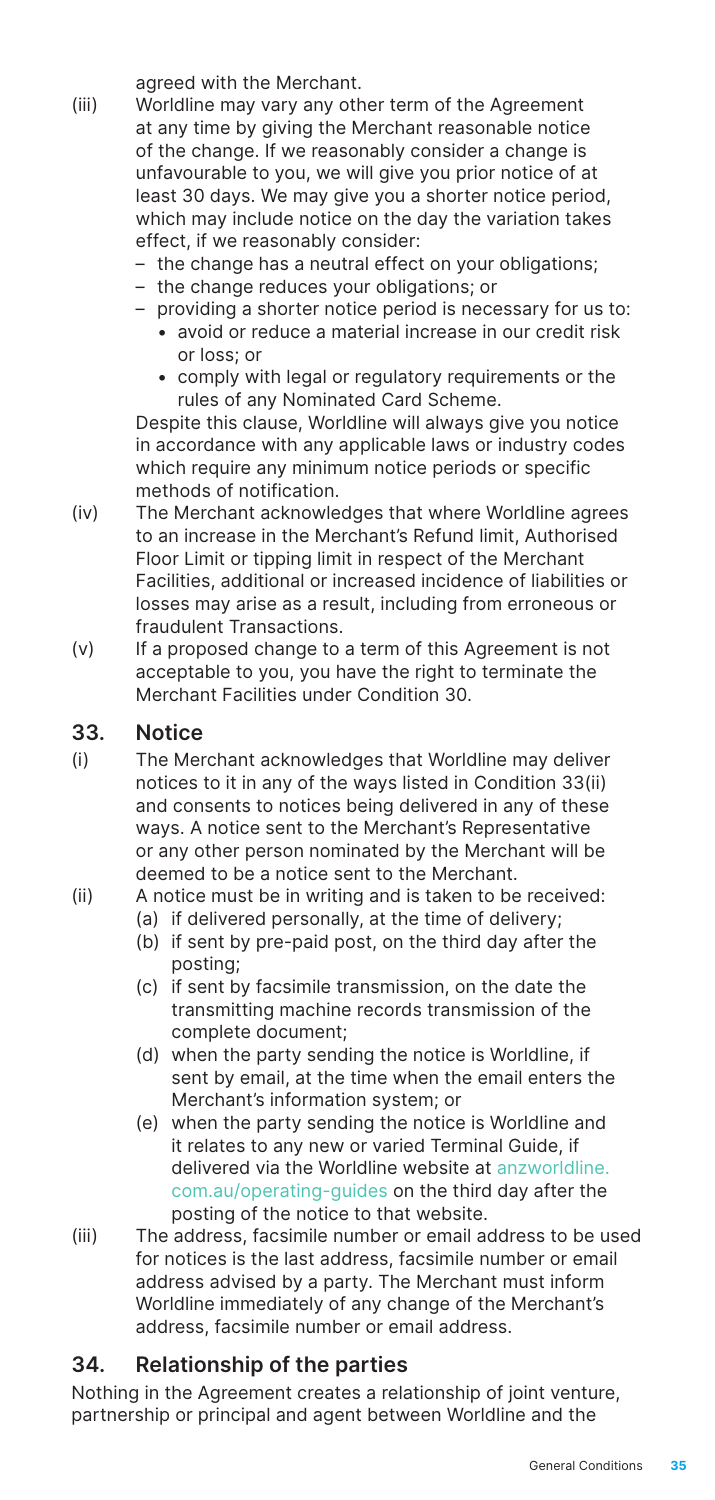agreed with the Merchant.

(iii) Worldline may vary any other term of the Agreement at any time by giving the Merchant reasonable notice of the change. If we reasonably consider a change is unfavourable to you, we will give you prior notice of at least 30 days. We may give you a shorter notice period, which may include notice on the day the variation takes effect, if we reasonably consider:
- the change has a neutral effect on your obligations;
- the change reduces your obligations; or
- providing a shorter notice period is necessary for us to:
  - avoid or reduce a material increase in our credit risk or loss; or
  - comply with legal or regulatory requirements or the rules of any Nominated Card Scheme.

Despite this clause, Worldline will always give you notice in accordance with any applicable laws or industry codes which require any minimum notice periods or specific methods of notification.

(iv) The Merchant acknowledges that where Worldline agrees to an increase in the Merchant's Refund limit, Authorised Floor Limit or tipping limit in respect of the Merchant Facilities, additional or increased incidence of liabilities or losses may arise as a result, including from erroneous or fraudulent Transactions.

(v) If a proposed change to a term of this Agreement is not acceptable to you, you have the right to terminate the Merchant Facilities under Condition 30.

## 33. Notice

(i) The Merchant acknowledges that Worldline may deliver notices to it in any of the ways listed in Condition 33(ii) and consents to notices being delivered in any of these ways. A notice sent to the Merchant's Representative or any other person nominated by the Merchant will be deemed to be a notice sent to the Merchant.

(ii) A notice must be in writing and is taken to be received:
   (a) if delivered personally, at the time of delivery;
   (b) if sent by pre-paid post, on the third day after the posting;
   (c) if sent by facsimile transmission, on the date the transmitting machine records transmission of the complete document;
   (d) when the party sending the notice is Worldline, if sent by email, at the time when the email enters the Merchant's information system; or
   (e) when the party sending the notice is Worldline and it relates to any new or varied Terminal Guide, if delivered via the Worldline website at anzworldline.com.au/operating-guides on the third day after the posting of the notice to that website.

(iii) The address, facsimile number or email address to be used for notices is the last address, facsimile number or email address advised by a party. The Merchant must inform Worldline immediately of any change of the Merchant's address, facsimile number or email address.

## 34. Relationship of the parties

Nothing in the Agreement creates a relationship of joint venture, partnership or principal and agent between Worldline and the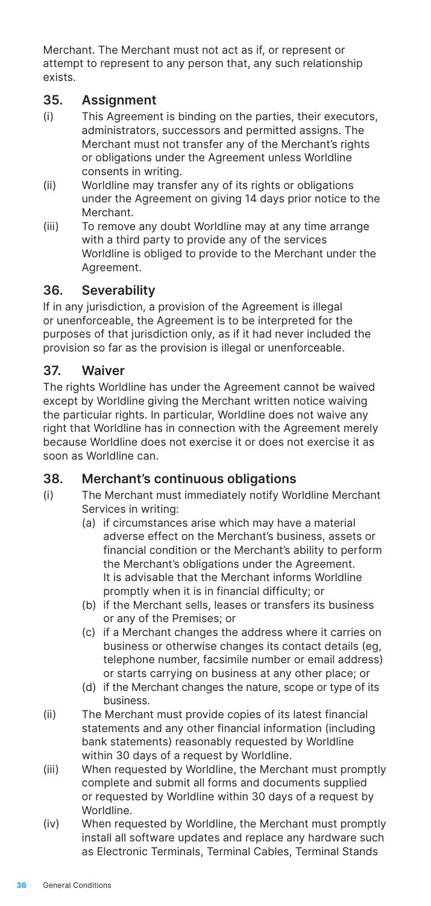Merchant. The Merchant must not act as if, or represent or attempt to represent to any person that, any such relationship exists.

## 35. Assignment

(i) This Agreement is binding on the parties, their executors, administrators, successors and permitted assigns. The Merchant must not transfer any of the Merchant's rights or obligations under the Agreement unless Worldline consents in writing.

(ii) Worldline may transfer any of its rights or obligations under the Agreement on giving 14 days prior notice to the Merchant.

(iii) To remove any doubt Worldline may at any time arrange with a third party to provide any of the services Worldline is obliged to provide to the Merchant under the Agreement.

## 36. Severability

If in any jurisdiction, a provision of the Agreement is illegal or unenforceable, the Agreement is to be interpreted for the purposes of that jurisdiction only, as if it had never included the provision so far as the provision is illegal or unenforceable.

## 37. Waiver

The rights Worldline has under the Agreement cannot be waived except by Worldline giving the Merchant written notice waiving the particular rights. In particular, Worldline does not waive any right that Worldline has in connection with the Agreement merely because Worldline does not exercise it or does not exercise it as soon as Worldline can.

## 38. Merchant's continuous obligations

(i) The Merchant must immediately notify Worldline Merchant Services in writing:

  (a) if circumstances arise which may have a material adverse effect on the Merchant's business, assets or financial condition or the Merchant's ability to perform the Merchant's obligations under the Agreement. It is advisable that the Merchant informs Worldline promptly when it is in financial difficulty; or

  (b) if the Merchant sells, leases or transfers its business or any of the Premises; or

  (c) if a Merchant changes the address where it carries on business or otherwise changes its contact details (eg, telephone number, facsimile number or email address) or starts carrying on business at any other place; or

  (d) if the Merchant changes the nature, scope or type of its business.

(ii) The Merchant must provide copies of its latest financial statements and any other financial information (including bank statements) reasonably requested by Worldline within 30 days of a request by Worldline.

(iii) When requested by Worldline, the Merchant must promptly complete and submit all forms and documents supplied or requested by Worldline within 30 days of a request by Worldline.

(iv) When requested by Worldline, the Merchant must promptly install all software updates and replace any hardware such as Electronic Terminals, Terminal Cables, Terminal Stands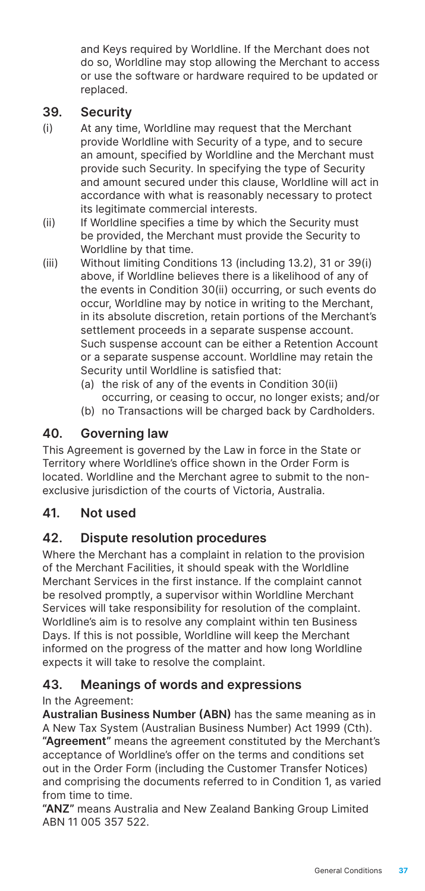and Keys required by Worldline. If the Merchant does not do so, Worldline may stop allowing the Merchant to access or use the software or hardware required to be updated or replaced.

## 39. Security

(i) At any time, Worldline may request that the Merchant provide Worldline with Security of a type, and to secure an amount, specified by Worldline and the Merchant must provide such Security. In specifying the type of Security and amount secured under this clause, Worldline will act in accordance with what is reasonably necessary to protect its legitimate commercial interests.

(ii) If Worldline specifies a time by which the Security must be provided, the Merchant must provide the Security to Worldline by that time.

(iii) Without limiting Conditions 13 (including 13.2), 31 or 39(i) above, if Worldline believes there is a likelihood of any of the events in Condition 30(ii) occurring, or such events do occur, Worldline may by notice in writing to the Merchant, in its absolute discretion, retain portions of the Merchant's settlement proceeds in a separate suspense account. Such suspense account can be either a Retention Account or a separate suspense account. Worldline may retain the Security until Worldline is satisfied that:
   - (a) the risk of any of the events in Condition 30(ii) occurring, or ceasing to occur, no longer exists; and/or
   - (b) no Transactions will be charged back by Cardholders.

## 40. Governing law

This Agreement is governed by the Law in force in the State or Territory where Worldline's office shown in the Order Form is located. Worldline and the Merchant agree to submit to the non-exclusive jurisdiction of the courts of Victoria, Australia.

## 41. Not used

## 42. Dispute resolution procedures

Where the Merchant has a complaint in relation to the provision of the Merchant Facilities, it should speak with the Worldline Merchant Services in the first instance. If the complaint cannot be resolved promptly, a supervisor within Worldline Merchant Services will take responsibility for resolution of the complaint. Worldline's aim is to resolve any complaint within ten Business Days. If this is not possible, Worldline will keep the Merchant informed on the progress of the matter and how long Worldline expects it will take to resolve the complaint.

## 43. Meanings of words and expressions

In the Agreement:

**Australian Business Number (ABN)** has the same meaning as in A New Tax System (Australian Business Number) Act 1999 (Cth).

**"Agreement"** means the agreement constituted by the Merchant's acceptance of Worldline's offer on the terms and conditions set out in the Order Form (including the Customer Transfer Notices) and comprising the documents referred to in Condition 1, as varied from time to time.

**"ANZ"** means Australia and New Zealand Banking Group Limited ABN 11 005 357 522.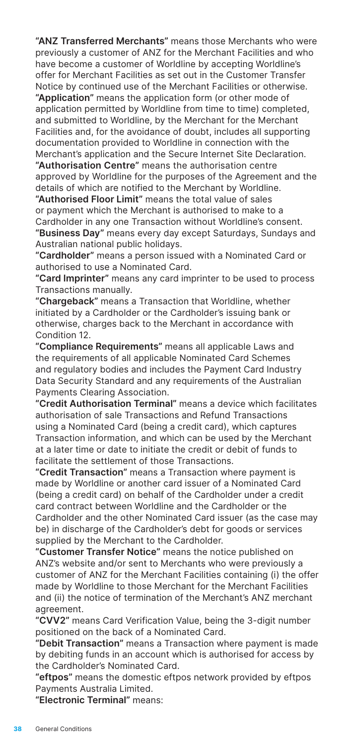**"ANZ Transferred Merchants"** means those Merchants who were previously a customer of ANZ for the Merchant Facilities and who have become a customer of Worldline by accepting Worldline's offer for Merchant Facilities as set out in the Customer Transfer Notice by continued use of the Merchant Facilities or otherwise.

**"Application"** means the application form (or other mode of application permitted by Worldline from time to time) completed, and submitted to Worldline, by the Merchant for the Merchant Facilities and, for the avoidance of doubt, includes all supporting documentation provided to Worldline in connection with the Merchant's application and the Secure Internet Site Declaration.

**"Authorisation Centre"** means the authorisation centre approved by Worldline for the purposes of the Agreement and the details of which are notified to the Merchant by Worldline.

**"Authorised Floor Limit"** means the total value of sales or payment which the Merchant is authorised to make to a Cardholder in any one Transaction without Worldline's consent.

**"Business Day"** means every day except Saturdays, Sundays and Australian national public holidays.

**"Cardholder"** means a person issued with a Nominated Card or authorised to use a Nominated Card.

**"Card Imprinter"** means any card imprinter to be used to process Transactions manually.

**"Chargeback"** means a Transaction that Worldline, whether initiated by a Cardholder or the Cardholder's issuing bank or otherwise, charges back to the Merchant in accordance with Condition 12.

**"Compliance Requirements"** means all applicable Laws and the requirements of all applicable Nominated Card Schemes and regulatory bodies and includes the Payment Card Industry Data Security Standard and any requirements of the Australian Payments Clearing Association.

**"Credit Authorisation Terminal"** means a device which facilitates authorisation of sale Transactions and Refund Transactions using a Nominated Card (being a credit card), which captures Transaction information, and which can be used by the Merchant at a later time or date to initiate the credit or debit of funds to facilitate the settlement of those Transactions.

**"Credit Transaction"** means a Transaction where payment is made by Worldline or another card issuer of a Nominated Card (being a credit card) on behalf of the Cardholder under a credit card contract between Worldline and the Cardholder or the Cardholder and the other Nominated Card issuer (as the case may be) in discharge of the Cardholder's debt for goods or services supplied by the Merchant to the Cardholder.

**"Customer Transfer Notice"** means the notice published on ANZ's website and/or sent to Merchants who were previously a customer of ANZ for the Merchant Facilities containing (i) the offer made by Worldline to those Merchant for the Merchant Facilities and (ii) the notice of termination of the Merchant's ANZ merchant agreement.

**"CVV2"** means Card Verification Value, being the 3-digit number positioned on the back of a Nominated Card.

**"Debit Transaction"** means a Transaction where payment is made by debiting funds in an account which is authorised for access by the Cardholder's Nominated Card.

**"eftpos"** means the domestic eftpos network provided by eftpos Payments Australia Limited.

**"Electronic Terminal"** means: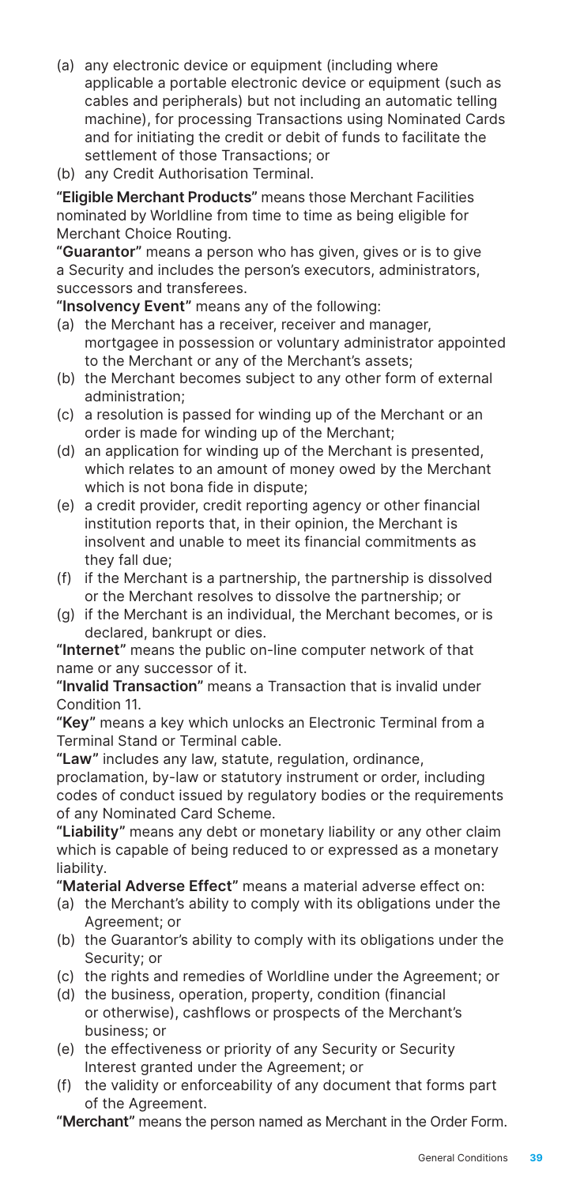(a) any electronic device or equipment (including where applicable a portable electronic device or equipment (such as cables and peripherals) but not including an automatic telling machine), for processing Transactions using Nominated Cards and for initiating the credit or debit of funds to facilitate the settlement of those Transactions; or

(b) any Credit Authorisation Terminal.

**"Eligible Merchant Products"** means those Merchant Facilities nominated by Worldline from time to time as being eligible for Merchant Choice Routing.

**"Guarantor"** means a person who has given, gives or is to give a Security and includes the person's executors, administrators, successors and transferees.

**"Insolvency Event"** means any of the following:

(a) the Merchant has a receiver, receiver and manager, mortgagee in possession or voluntary administrator appointed to the Merchant or any of the Merchant's assets;

(b) the Merchant becomes subject to any other form of external administration;

(c) a resolution is passed for winding up of the Merchant or an order is made for winding up of the Merchant;

(d) an application for winding up of the Merchant is presented, which relates to an amount of money owed by the Merchant which is not bona fide in dispute;

(e) a credit provider, credit reporting agency or other financial institution reports that, in their opinion, the Merchant is insolvent and unable to meet its financial commitments as they fall due;

(f) if the Merchant is a partnership, the partnership is dissolved or the Merchant resolves to dissolve the partnership; or

(g) if the Merchant is an individual, the Merchant becomes, or is declared, bankrupt or dies.

**"Internet"** means the public on-line computer network of that name or any successor of it.

**"Invalid Transaction"** means a Transaction that is invalid under Condition 11.

**"Key"** means a key which unlocks an Electronic Terminal from a Terminal Stand or Terminal cable.

**"Law"** includes any law, statute, regulation, ordinance, proclamation, by-law or statutory instrument or order, including codes of conduct issued by regulatory bodies or the requirements of any Nominated Card Scheme.

**"Liability"** means any debt or monetary liability or any other claim which is capable of being reduced to or expressed as a monetary liability.

**"Material Adverse Effect"** means a material adverse effect on:

(a) the Merchant's ability to comply with its obligations under the Agreement; or

(b) the Guarantor's ability to comply with its obligations under the Security; or

(c) the rights and remedies of Worldline under the Agreement; or

(d) the business, operation, property, condition (financial or otherwise), cashflows or prospects of the Merchant's business; or

(e) the effectiveness or priority of any Security or Security Interest granted under the Agreement; or

(f) the validity or enforceability of any document that forms part of the Agreement.

**"Merchant"** means the person named as Merchant in the Order Form.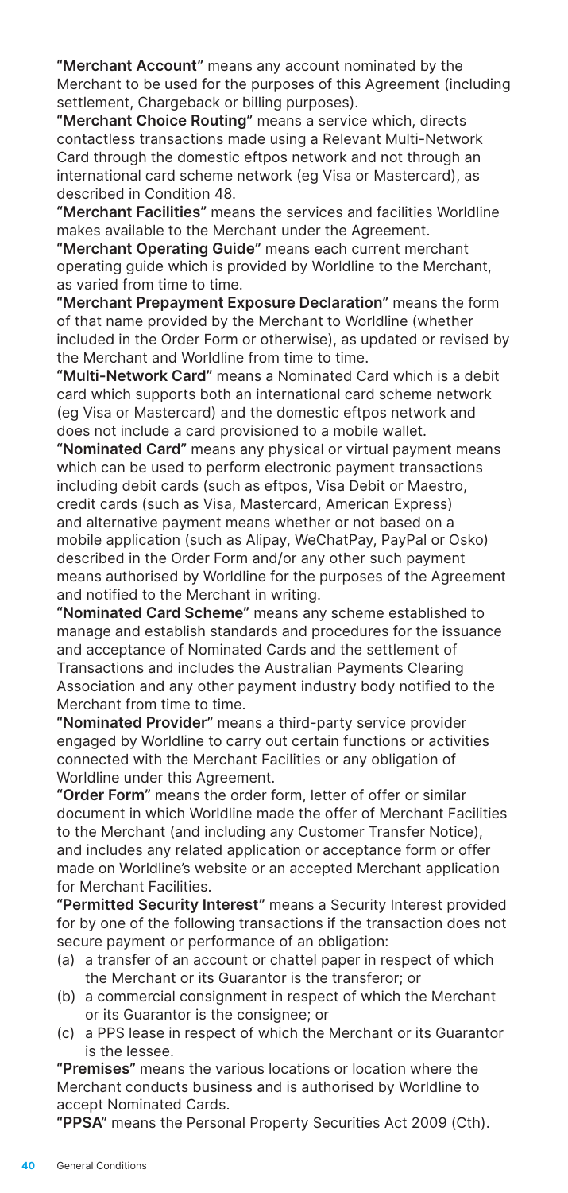**"Merchant Account"** means any account nominated by the Merchant to be used for the purposes of this Agreement (including settlement, Chargeback or billing purposes).

**"Merchant Choice Routing"** means a service which, directs contactless transactions made using a Relevant Multi-Network Card through the domestic eftpos network and not through an international card scheme network (eg Visa or Mastercard), as described in Condition 48.

**"Merchant Facilities"** means the services and facilities Worldline makes available to the Merchant under the Agreement.

**"Merchant Operating Guide"** means each current merchant operating guide which is provided by Worldline to the Merchant, as varied from time to time.

**"Merchant Prepayment Exposure Declaration"** means the form of that name provided by the Merchant to Worldline (whether included in the Order Form or otherwise), as updated or revised by the Merchant and Worldline from time to time.

**"Multi-Network Card"** means a Nominated Card which is a debit card which supports both an international card scheme network (eg Visa or Mastercard) and the domestic eftpos network and does not include a card provisioned to a mobile wallet.

**"Nominated Card"** means any physical or virtual payment means which can be used to perform electronic payment transactions including debit cards (such as eftpos, Visa Debit or Maestro, credit cards (such as Visa, Mastercard, American Express) and alternative payment means whether or not based on a mobile application (such as Alipay, WeChatPay, PayPal or Osko) described in the Order Form and/or any other such payment means authorised by Worldline for the purposes of the Agreement and notified to the Merchant in writing.

**"Nominated Card Scheme"** means any scheme established to manage and establish standards and procedures for the issuance and acceptance of Nominated Cards and the settlement of Transactions and includes the Australian Payments Clearing Association and any other payment industry body notified to the Merchant from time to time.

**"Nominated Provider"** means a third-party service provider engaged by Worldline to carry out certain functions or activities connected with the Merchant Facilities or any obligation of Worldline under this Agreement.

**"Order Form"** means the order form, letter of offer or similar document in which Worldline made the offer of Merchant Facilities to the Merchant (and including any Customer Transfer Notice), and includes any related application or acceptance form or offer made on Worldline's website or an accepted Merchant application for Merchant Facilities.

**"Permitted Security Interest"** means a Security Interest provided for by one of the following transactions if the transaction does not secure payment or performance of an obligation:

(a) a transfer of an account or chattel paper in respect of which the Merchant or its Guarantor is the transferor; or

(b) a commercial consignment in respect of which the Merchant or its Guarantor is the consignee; or

(c) a PPS lease in respect of which the Merchant or its Guarantor is the lessee.

**"Premises"** means the various locations or location where the Merchant conducts business and is authorised by Worldline to accept Nominated Cards.

**"PPSA"** means the Personal Property Securities Act 2009 (Cth).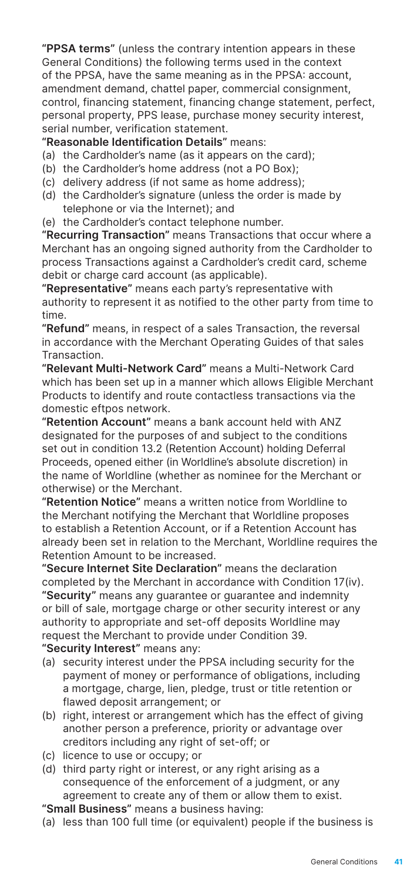**"PPSA terms"** (unless the contrary intention appears in these General Conditions) the following terms used in the context of the PPSA, have the same meaning as in the PPSA: account, amendment demand, chattel paper, commercial consignment, control, financing statement, financing change statement, perfect, personal property, PPS lease, purchase money security interest, serial number, verification statement.

**"Reasonable Identification Details"** means:

(a) the Cardholder's name (as it appears on the card);
(b) the Cardholder's home address (not a PO Box);
(c) delivery address (if not same as home address);
(d) the Cardholder's signature (unless the order is made by telephone or via the Internet); and
(e) the Cardholder's contact telephone number.

**"Recurring Transaction"** means Transactions that occur where a Merchant has an ongoing signed authority from the Cardholder to process Transactions against a Cardholder's credit card, scheme debit or charge card account (as applicable).

**"Representative"** means each party's representative with authority to represent it as notified to the other party from time to time.

**"Refund"** means, in respect of a sales Transaction, the reversal in accordance with the Merchant Operating Guides of that sales Transaction.

**"Relevant Multi-Network Card"** means a Multi-Network Card which has been set up in a manner which allows Eligible Merchant Products to identify and route contactless transactions via the domestic eftpos network.

**"Retention Account"** means a bank account held with ANZ designated for the purposes of and subject to the conditions set out in condition 13.2 (Retention Account) holding Deferral Proceeds, opened either (in Worldline's absolute discretion) in the name of Worldline (whether as nominee for the Merchant or otherwise) or the Merchant.

**"Retention Notice"** means a written notice from Worldline to the Merchant notifying the Merchant that Worldline proposes to establish a Retention Account, or if a Retention Account has already been set in relation to the Merchant, Worldline requires the Retention Amount to be increased.

**"Secure Internet Site Declaration"** means the declaration completed by the Merchant in accordance with Condition 17(iv).

**"Security"** means any guarantee or guarantee and indemnity or bill of sale, mortgage charge or other security interest or any authority to appropriate and set-off deposits Worldline may request the Merchant to provide under Condition 39.

**"Security Interest"** means any:

(a) security interest under the PPSA including security for the payment of money or performance of obligations, including a mortgage, charge, lien, pledge, trust or title retention or flawed deposit arrangement; or
(b) right, interest or arrangement which has the effect of giving another person a preference, priority or advantage over creditors including any right of set-off; or
(c) licence to use or occupy; or
(d) third party right or interest, or any right arising as a consequence of the enforcement of a judgment, or any agreement to create any of them or allow them to exist.

**"Small Business"** means a business having:

(a) less than 100 full time (or equivalent) people if the business is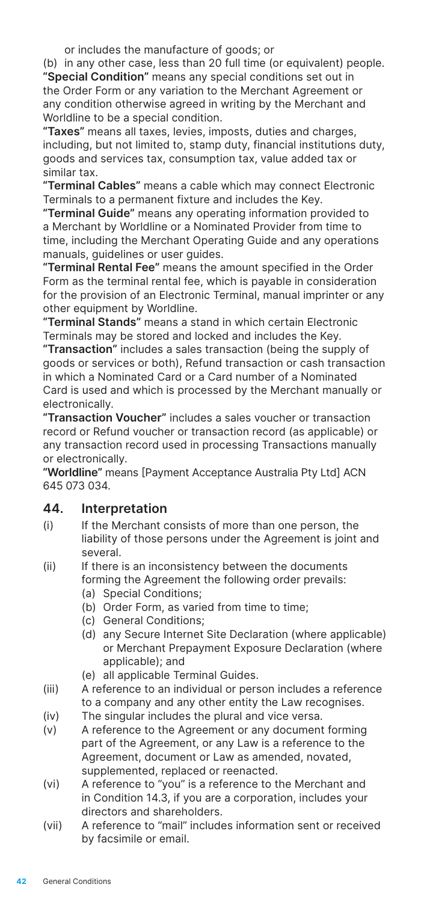or includes the manufacture of goods; or

(b) in any other case, less than 20 full time (or equivalent) people.

**"Special Condition"** means any special conditions set out in the Order Form or any variation to the Merchant Agreement or any condition otherwise agreed in writing by the Merchant and Worldline to be a special condition.

**"Taxes"** means all taxes, levies, imposts, duties and charges, including, but not limited to, stamp duty, financial institutions duty, goods and services tax, consumption tax, value added tax or similar tax.

**"Terminal Cables"** means a cable which may connect Electronic Terminals to a permanent fixture and includes the Key.

**"Terminal Guide"** means any operating information provided to a Merchant by Worldline or a Nominated Provider from time to time, including the Merchant Operating Guide and any operations manuals, guidelines or user guides.

**"Terminal Rental Fee"** means the amount specified in the Order Form as the terminal rental fee, which is payable in consideration for the provision of an Electronic Terminal, manual imprinter or any other equipment by Worldline.

**"Terminal Stands"** means a stand in which certain Electronic Terminals may be stored and locked and includes the Key.

**"Transaction"** includes a sales transaction (being the supply of goods or services or both), Refund transaction or cash transaction in which a Nominated Card or a Card number of a Nominated Card is used and which is processed by the Merchant manually or electronically.

**"Transaction Voucher"** includes a sales voucher or transaction record or Refund voucher or transaction record (as applicable) or any transaction record used in processing Transactions manually or electronically.

**"Worldline"** means [Payment Acceptance Australia Pty Ltd] ACN 645 073 034.

## 44. Interpretation

(i) If the Merchant consists of more than one person, the liability of those persons under the Agreement is joint and several.

(ii) If there is an inconsistency between the documents forming the Agreement the following order prevails:
   - (a) Special Conditions;
   - (b) Order Form, as varied from time to time;
   - (c) General Conditions;
   - (d) any Secure Internet Site Declaration (where applicable) or Merchant Prepayment Exposure Declaration (where applicable); and
   - (e) all applicable Terminal Guides.

(iii) A reference to an individual or person includes a reference to a company and any other entity the Law recognises.

(iv) The singular includes the plural and vice versa.

(v) A reference to the Agreement or any document forming part of the Agreement, or any Law is a reference to the Agreement, document or Law as amended, novated, supplemented, replaced or reenacted.

(vi) A reference to "you" is a reference to the Merchant and in Condition 14.3, if you are a corporation, includes your directors and shareholders.

(vii) A reference to "mail" includes information sent or received by facsimile or email.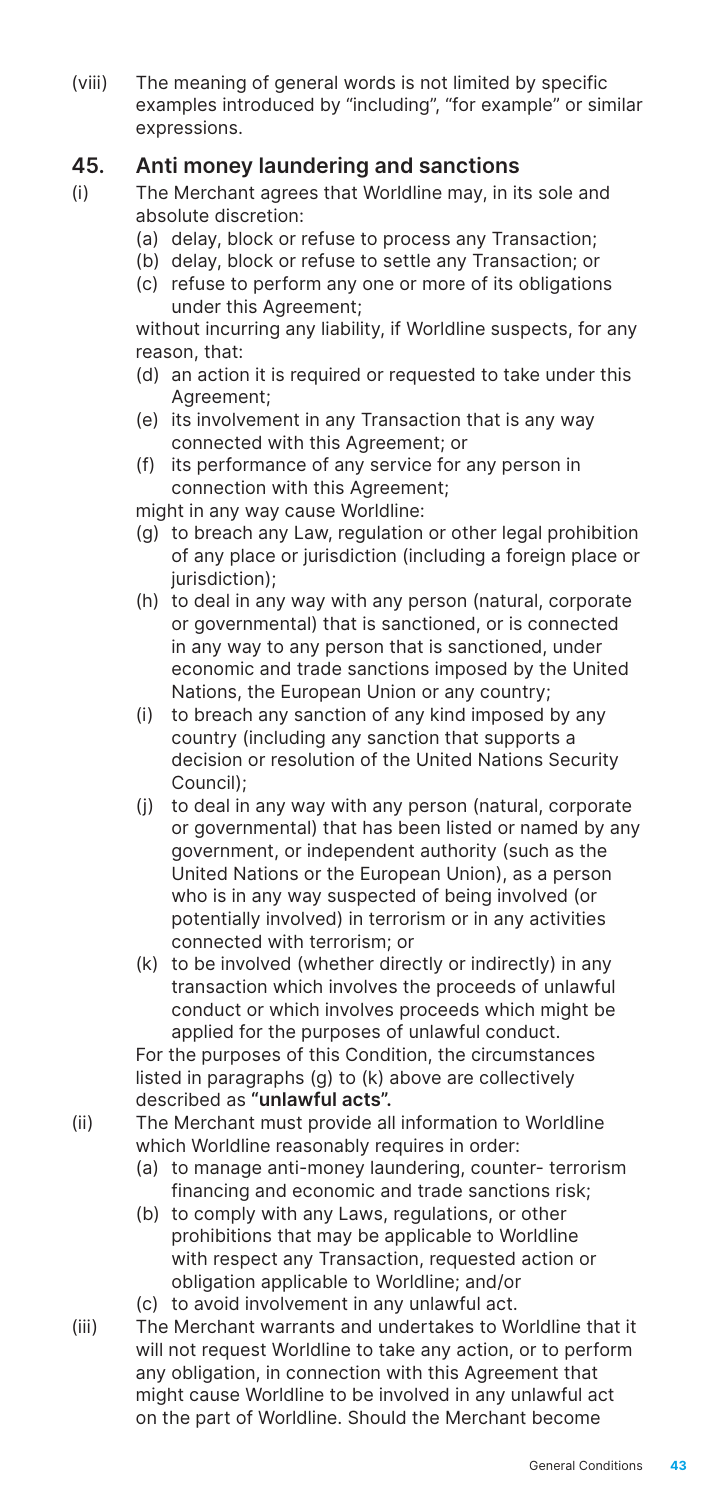(viii) The meaning of general words is not limited by specific examples introduced by "including", "for example" or similar expressions.

## 45. Anti money laundering and sanctions

(i) The Merchant agrees that Worldline may, in its sole and absolute discretion:

- (a) delay, block or refuse to process any Transaction;
- (b) delay, block or refuse to settle any Transaction; or
- (c) refuse to perform any one or more of its obligations under this Agreement;

without incurring any liability, if Worldline suspects, for any reason, that:

- (d) an action it is required or requested to take under this Agreement;
- (e) its involvement in any Transaction that is any way connected with this Agreement; or
- (f) its performance of any service for any person in connection with this Agreement;

might in any way cause Worldline:

- (g) to breach any Law, regulation or other legal prohibition of any place or jurisdiction (including a foreign place or jurisdiction);
- (h) to deal in any way with any person (natural, corporate or governmental) that is sanctioned, or is connected in any way to any person that is sanctioned, under economic and trade sanctions imposed by the United Nations, the European Union or any country;
- (i) to breach any sanction of any kind imposed by any country (including any sanction that supports a decision or resolution of the United Nations Security Council);
- (j) to deal in any way with any person (natural, corporate or governmental) that has been listed or named by any government, or independent authority (such as the United Nations or the European Union), as a person who is in any way suspected of being involved (or potentially involved) in terrorism or in any activities connected with terrorism; or
- (k) to be involved (whether directly or indirectly) in any transaction which involves the proceeds of unlawful conduct or which involves proceeds which might be applied for the purposes of unlawful conduct.

For the purposes of this Condition, the circumstances listed in paragraphs (g) to (k) above are collectively described as "**unlawful acts**".

(ii) The Merchant must provide all information to Worldline which Worldline reasonably requires in order:

- (a) to manage anti-money laundering, counter- terrorism financing and economic and trade sanctions risk;
- (b) to comply with any Laws, regulations, or other prohibitions that may be applicable to Worldline with respect any Transaction, requested action or obligation applicable to Worldline; and/or
- (c) to avoid involvement in any unlawful act.

(iii) The Merchant warrants and undertakes to Worldline that it will not request Worldline to take any action, or to perform any obligation, in connection with this Agreement that might cause Worldline to be involved in any unlawful act on the part of Worldline. Should the Merchant become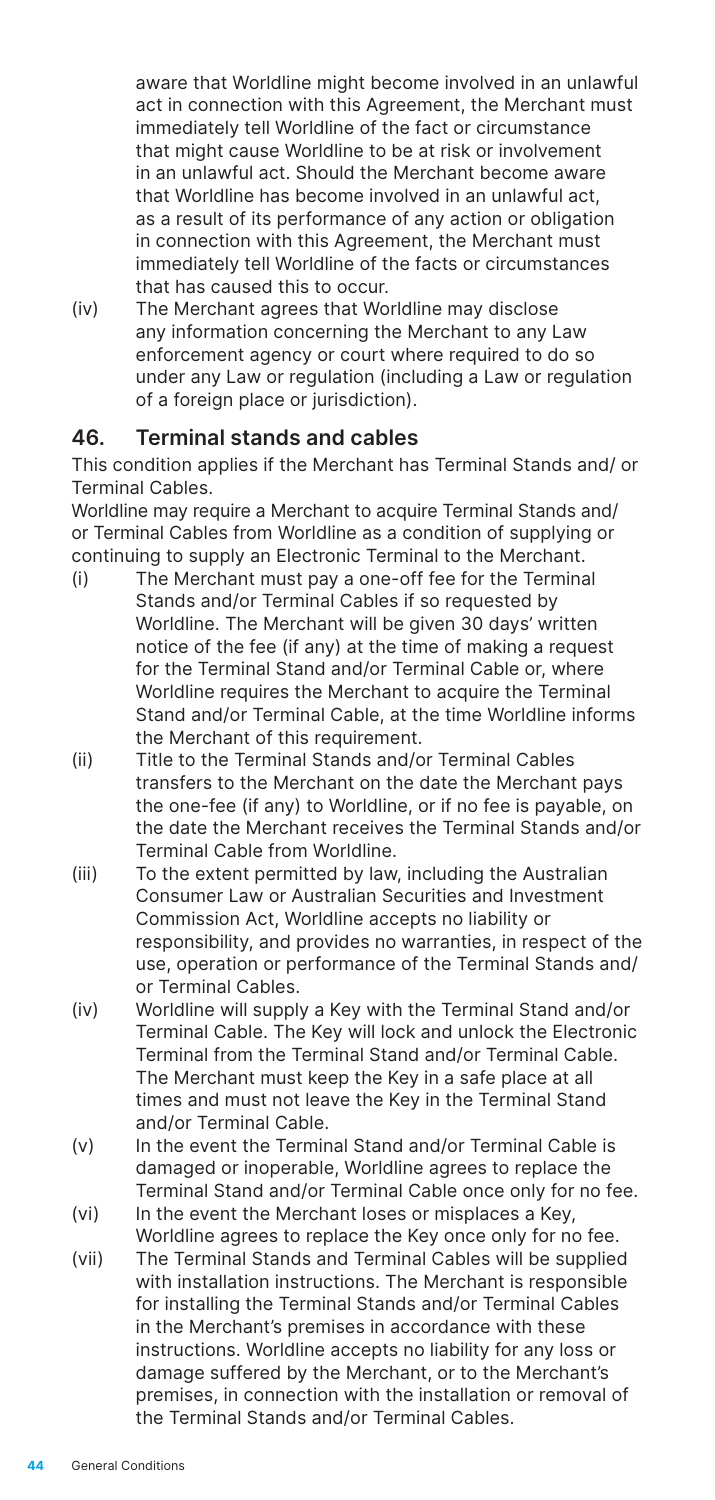aware that Worldline might become involved in an unlawful act in connection with this Agreement, the Merchant must immediately tell Worldline of the fact or circumstance that might cause Worldline to be at risk or involvement in an unlawful act. Should the Merchant become aware that Worldline has become involved in an unlawful act, as a result of its performance of any action or obligation in connection with this Agreement, the Merchant must immediately tell Worldline of the facts or circumstances that has caused this to occur.

(iv) The Merchant agrees that Worldline may disclose any information concerning the Merchant to any Law enforcement agency or court where required to do so under any Law or regulation (including a Law or regulation of a foreign place or jurisdiction).

## 46. Terminal stands and cables

This condition applies if the Merchant has Terminal Stands and/ or Terminal Cables.

Worldline may require a Merchant to acquire Terminal Stands and/ or Terminal Cables from Worldline as a condition of supplying or continuing to supply an Electronic Terminal to the Merchant.

(i) The Merchant must pay a one-off fee for the Terminal Stands and/or Terminal Cables if so requested by Worldline. The Merchant will be given 30 days' written notice of the fee (if any) at the time of making a request for the Terminal Stand and/or Terminal Cable or, where Worldline requires the Merchant to acquire the Terminal Stand and/or Terminal Cable, at the time Worldline informs the Merchant of this requirement.

(ii) Title to the Terminal Stands and/or Terminal Cables transfers to the Merchant on the date the Merchant pays the one-fee (if any) to Worldline, or if no fee is payable, on the date the Merchant receives the Terminal Stands and/or Terminal Cable from Worldline.

(iii) To the extent permitted by law, including the Australian Consumer Law or Australian Securities and Investment Commission Act, Worldline accepts no liability or responsibility, and provides no warranties, in respect of the use, operation or performance of the Terminal Stands and/ or Terminal Cables.

(iv) Worldline will supply a Key with the Terminal Stand and/or Terminal Cable. The Key will lock and unlock the Electronic Terminal from the Terminal Stand and/or Terminal Cable. The Merchant must keep the Key in a safe place at all times and must not leave the Key in the Terminal Stand and/or Terminal Cable.

(v) In the event the Terminal Stand and/or Terminal Cable is damaged or inoperable, Worldline agrees to replace the Terminal Stand and/or Terminal Cable once only for no fee.

(vi) In the event the Merchant loses or misplaces a Key, Worldline agrees to replace the Key once only for no fee.

(vii) The Terminal Stands and Terminal Cables will be supplied with installation instructions. The Merchant is responsible for installing the Terminal Stands and/or Terminal Cables in the Merchant's premises in accordance with these instructions. Worldline accepts no liability for any loss or damage suffered by the Merchant, or to the Merchant's premises, in connection with the installation or removal of the Terminal Stands and/or Terminal Cables.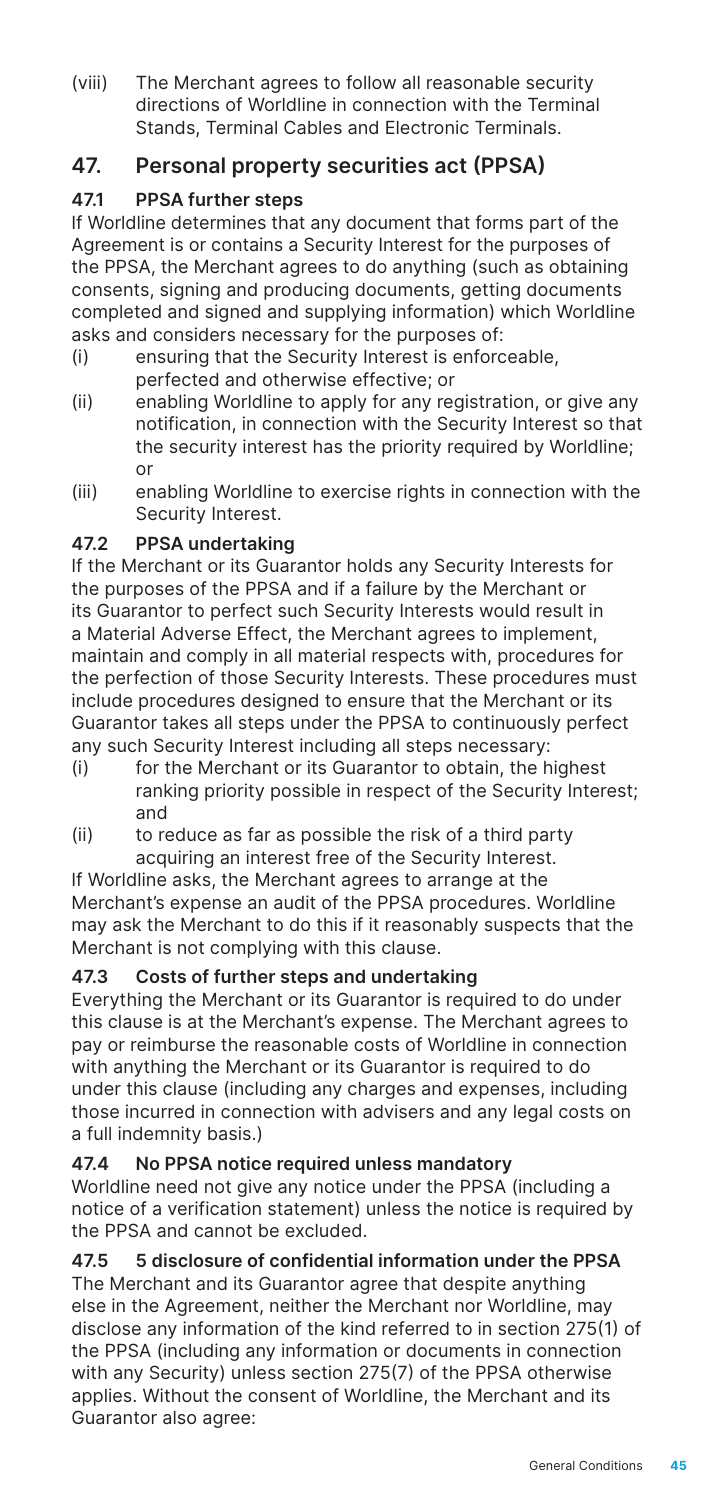(viii) The Merchant agrees to follow all reasonable security directions of Worldline in connection with the Terminal Stands, Terminal Cables and Electronic Terminals.

## 47. Personal property securities act (PPSA)

### 47.1 PPSA further steps

If Worldline determines that any document that forms part of the Agreement is or contains a Security Interest for the purposes of the PPSA, the Merchant agrees to do anything (such as obtaining consents, signing and producing documents, getting documents completed and signed and supplying information) which Worldline asks and considers necessary for the purposes of:

(i) ensuring that the Security Interest is enforceable, perfected and otherwise effective; or

(ii) enabling Worldline to apply for any registration, or give any notification, in connection with the Security Interest so that the security interest has the priority required by Worldline; or

(iii) enabling Worldline to exercise rights in connection with the Security Interest.

### 47.2 PPSA undertaking

If the Merchant or its Guarantor holds any Security Interests for the purposes of the PPSA and if a failure by the Merchant or its Guarantor to perfect such Security Interests would result in a Material Adverse Effect, the Merchant agrees to implement, maintain and comply in all material respects with, procedures for the perfection of those Security Interests. These procedures must include procedures designed to ensure that the Merchant or its Guarantor takes all steps under the PPSA to continuously perfect any such Security Interest including all steps necessary:

(i) for the Merchant or its Guarantor to obtain, the highest ranking priority possible in respect of the Security Interest; and

(ii) to reduce as far as possible the risk of a third party acquiring an interest free of the Security Interest.

If Worldline asks, the Merchant agrees to arrange at the Merchant's expense an audit of the PPSA procedures. Worldline may ask the Merchant to do this if it reasonably suspects that the Merchant is not complying with this clause.

### 47.3 Costs of further steps and undertaking

Everything the Merchant or its Guarantor is required to do under this clause is at the Merchant's expense. The Merchant agrees to pay or reimburse the reasonable costs of Worldline in connection with anything the Merchant or its Guarantor is required to do under this clause (including any charges and expenses, including those incurred in connection with advisers and any legal costs on a full indemnity basis.)

### 47.4 No PPSA notice required unless mandatory

Worldline need not give any notice under the PPSA (including a notice of a verification statement) unless the notice is required by the PPSA and cannot be excluded.

### 47.5 5 disclosure of confidential information under the PPSA

The Merchant and its Guarantor agree that despite anything else in the Agreement, neither the Merchant nor Worldline, may disclose any information of the kind referred to in section 275(1) of the PPSA (including any information or documents in connection with any Security) unless section 275(7) of the PPSA otherwise applies. Without the consent of Worldline, the Merchant and its Guarantor also agree: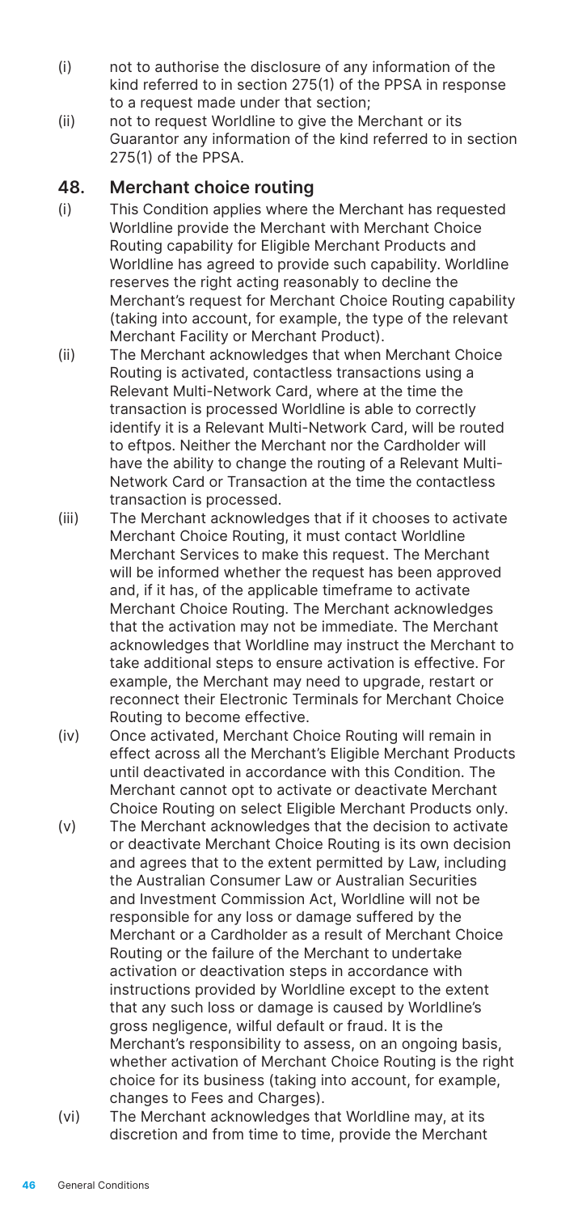(i) not to authorise the disclosure of any information of the kind referred to in section 275(1) of the PPSA in response to a request made under that section;

(ii) not to request Worldline to give the Merchant or its Guarantor any information of the kind referred to in section 275(1) of the PPSA.

### 48. Merchant choice routing

(i) This Condition applies where the Merchant has requested Worldline provide the Merchant with Merchant Choice Routing capability for Eligible Merchant Products and Worldline has agreed to provide such capability. Worldline reserves the right acting reasonably to decline the Merchant's request for Merchant Choice Routing capability (taking into account, for example, the type of the relevant Merchant Facility or Merchant Product).

(ii) The Merchant acknowledges that when Merchant Choice Routing is activated, contactless transactions using a Relevant Multi-Network Card, where at the time the transaction is processed Worldline is able to correctly identify it is a Relevant Multi-Network Card, will be routed to eftpos. Neither the Merchant nor the Cardholder will have the ability to change the routing of a Relevant Multi-Network Card or Transaction at the time the contactless transaction is processed.

(iii) The Merchant acknowledges that if it chooses to activate Merchant Choice Routing, it must contact Worldline Merchant Services to make this request. The Merchant will be informed whether the request has been approved and, if it has, of the applicable timeframe to activate Merchant Choice Routing. The Merchant acknowledges that the activation may not be immediate. The Merchant acknowledges that Worldline may instruct the Merchant to take additional steps to ensure activation is effective. For example, the Merchant may need to upgrade, restart or reconnect their Electronic Terminals for Merchant Choice Routing to become effective.

(iv) Once activated, Merchant Choice Routing will remain in effect across all the Merchant's Eligible Merchant Products until deactivated in accordance with this Condition. The Merchant cannot opt to activate or deactivate Merchant Choice Routing on select Eligible Merchant Products only.

(v) The Merchant acknowledges that the decision to activate or deactivate Merchant Choice Routing is its own decision and agrees that to the extent permitted by Law, including the Australian Consumer Law or Australian Securities and Investment Commission Act, Worldline will not be responsible for any loss or damage suffered by the Merchant or a Cardholder as a result of Merchant Choice Routing or the failure of the Merchant to undertake activation or deactivation steps in accordance with instructions provided by Worldline except to the extent that any such loss or damage is caused by Worldline's gross negligence, wilful default or fraud. It is the Merchant's responsibility to assess, on an ongoing basis, whether activation of Merchant Choice Routing is the right choice for its business (taking into account, for example, changes to Fees and Charges).

(vi) The Merchant acknowledges that Worldline may, at its discretion and from time to time, provide the Merchant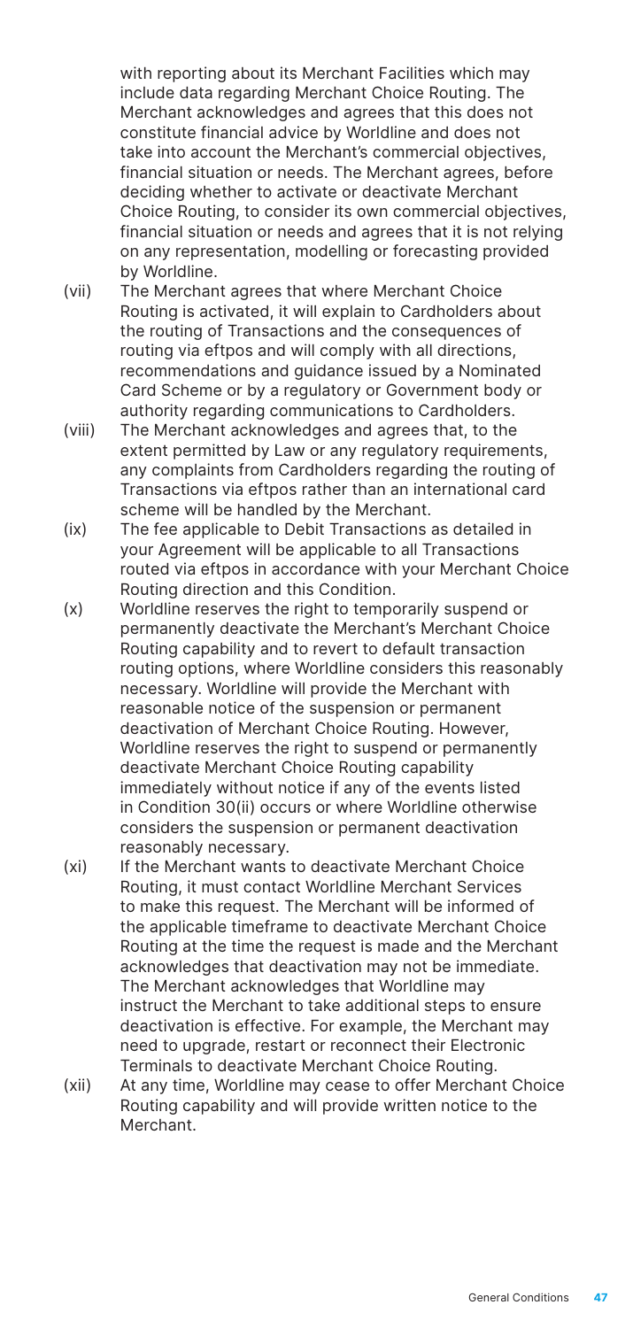with reporting about its Merchant Facilities which may include data regarding Merchant Choice Routing. The Merchant acknowledges and agrees that this does not constitute financial advice by Worldline and does not take into account the Merchant's commercial objectives, financial situation or needs. The Merchant agrees, before deciding whether to activate or deactivate Merchant Choice Routing, to consider its own commercial objectives, financial situation or needs and agrees that it is not relying on any representation, modelling or forecasting provided by Worldline.

(vii) The Merchant agrees that where Merchant Choice Routing is activated, it will explain to Cardholders about the routing of Transactions and the consequences of routing via eftpos and will comply with all directions, recommendations and guidance issued by a Nominated Card Scheme or by a regulatory or Government body or authority regarding communications to Cardholders.

(viii) The Merchant acknowledges and agrees that, to the extent permitted by Law or any regulatory requirements, any complaints from Cardholders regarding the routing of Transactions via eftpos rather than an international card scheme will be handled by the Merchant.

(ix) The fee applicable to Debit Transactions as detailed in your Agreement will be applicable to all Transactions routed via eftpos in accordance with your Merchant Choice Routing direction and this Condition.

(x) Worldline reserves the right to temporarily suspend or permanently deactivate the Merchant's Merchant Choice Routing capability and to revert to default transaction routing options, where Worldline considers this reasonably necessary. Worldline will provide the Merchant with reasonable notice of the suspension or permanent deactivation of Merchant Choice Routing. However, Worldline reserves the right to suspend or permanently deactivate Merchant Choice Routing capability immediately without notice if any of the events listed in Condition 30(ii) occurs or where Worldline otherwise considers the suspension or permanent deactivation reasonably necessary.

(xi) If the Merchant wants to deactivate Merchant Choice Routing, it must contact Worldline Merchant Services to make this request. The Merchant will be informed of the applicable timeframe to deactivate Merchant Choice Routing at the time the request is made and the Merchant acknowledges that deactivation may not be immediate. The Merchant acknowledges that Worldline may instruct the Merchant to take additional steps to ensure deactivation is effective. For example, the Merchant may need to upgrade, restart or reconnect their Electronic Terminals to deactivate Merchant Choice Routing.

(xii) At any time, Worldline may cease to offer Merchant Choice Routing capability and will provide written notice to the Merchant.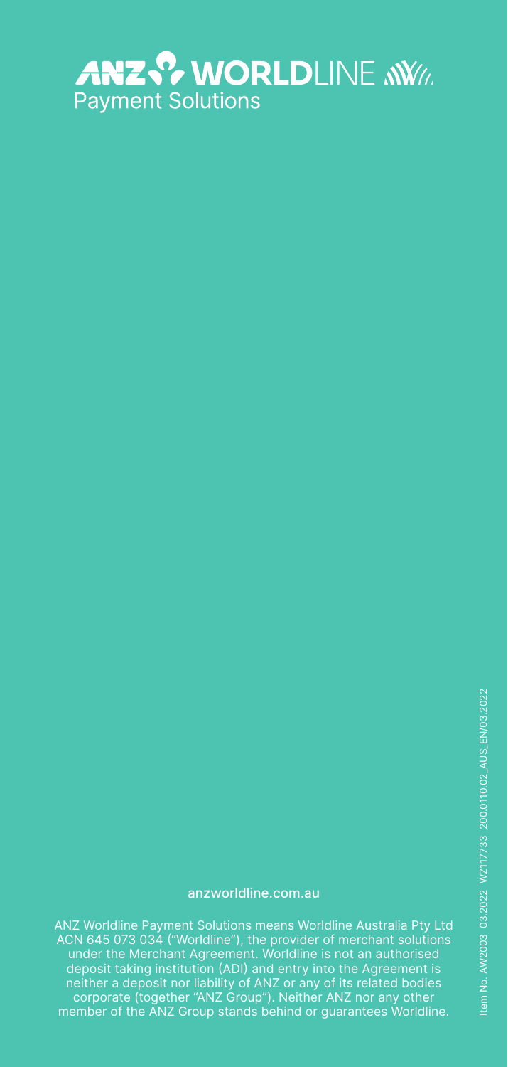ANZ WORLDLINE
Payment Solutions

anzworldline.com.au

ANZ Worldline Payment Solutions means Worldline Australia Pty Ltd ACN 645 073 034 ("Worldline"), the provider of merchant solutions under the Merchant Agreement. Worldline is not an authorised deposit taking institution (ADI) and entry into the Agreement is neither a deposit nor liability of ANZ or any of its related bodies corporate (together "ANZ Group"). Neither ANZ nor any other member of the ANZ Group stands behind or guarantees Worldline.

Item No. AW2003 03.2022 WZ117733 200.0110.02_AUS_EN/03.2022